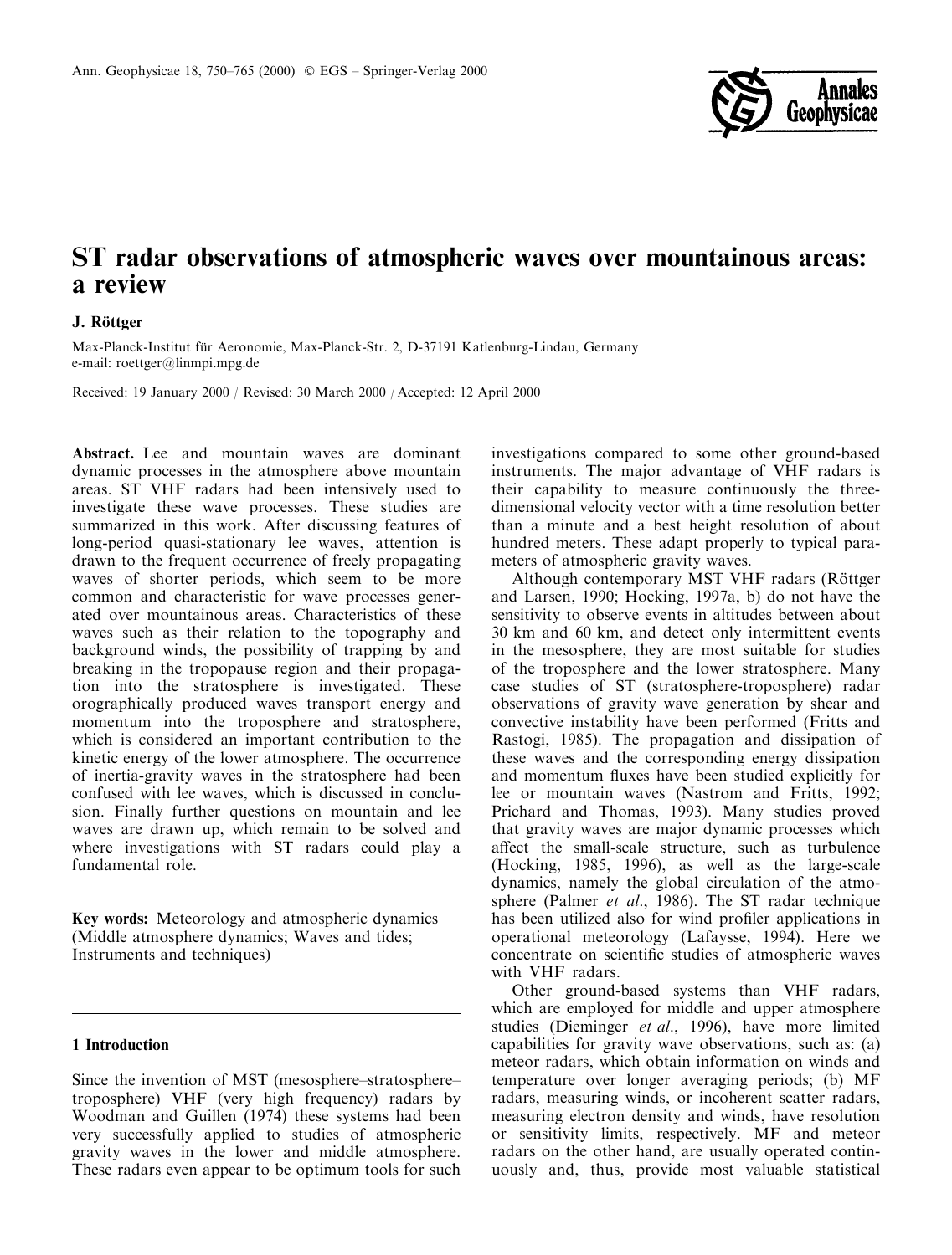# ST radar observations of atmospheric waves over mountainous areas: a review

**J. Röttger**

Max-Planck-Institut für Aeronomie, Max-Planck-Str. 2, D-37191 Katlenburg-Lindau, Germany
e-mail: roettger@linmpi.mpg.de

Received: 19 January 2000 / Revised: 30 March 2000 / Accepted: 12 April 2000

**Abstract.** Lee and mountain waves are dominant dynamic processes in the atmosphere above mountain areas. ST VHF radars had been intensively used to investigate these wave processes. These studies are summarized in this work. After discussing features of long-period quasi-stationary lee waves, attention is drawn to the frequent occurrence of freely propagating waves of shorter periods, which seem to be more common and characteristic for wave processes generated over mountainous areas. Characteristics of these waves such as their relation to the topography and background winds, the possibility of trapping by and breaking in the tropopause region and their propagation into the stratosphere is investigated. These orographically produced waves transport energy and momentum into the troposphere and stratosphere, which is considered an important contribution to the kinetic energy of the lower atmosphere. The occurrence of inertia-gravity waves in the stratosphere had been confused with lee waves, which is discussed in conclusion. Finally further questions on mountain and lee waves are drawn up, which remain to be solved and where investigations with ST radars could play a fundamental role.

**Key words:** Meteorology and atmospheric dynamics (Middle atmosphere dynamics; Waves and tides; Instruments and techniques)

## 1 Introduction

Since the invention of MST (mesosphere–stratosphere–troposphere) VHF (very high frequency) radars by Woodman and Guillen (1974) these systems had been very successfully applied to studies of atmospheric gravity waves in the lower and middle atmosphere. These radars even appear to be optimum tools for such investigations compared to some other ground-based instruments. The major advantage of VHF radars is their capability to measure continuously the three-dimensional velocity vector with a time resolution better than a minute and a best height resolution of about hundred meters. These adapt properly to typical parameters of atmospheric gravity waves.

Although contemporary MST VHF radars (Röttger and Larsen, 1990; Hocking, 1997a, b) do not have the sensitivity to observe events in altitudes between about 30 km and 60 km, and detect only intermittent events in the mesosphere, they are most suitable for studies of the troposphere and the lower stratosphere. Many case studies of ST (stratosphere-troposphere) radar observations of gravity wave generation by shear and convective instability have been performed (Fritts and Rastogi, 1985). The propagation and dissipation of these waves and the corresponding energy dissipation and momentum fluxes have been studied explicitly for lee or mountain waves (Nastrom and Fritts, 1992; Prichard and Thomas, 1993). Many studies proved that gravity waves are major dynamic processes which affect the small-scale structure, such as turbulence (Hocking, 1985, 1996), as well as the large-scale dynamics, namely the global circulation of the atmosphere (Palmer *et al*., 1986). The ST radar technique has been utilized also for wind profiler applications in operational meteorology (Lafaysse, 1994). Here we concentrate on scientific studies of atmospheric waves with VHF radars.

Other ground-based systems than VHF radars, which are employed for middle and upper atmosphere studies (Dieminger *et al*., 1996), have more limited capabilities for gravity wave observations, such as: (a) meteor radars, which obtain information on winds and temperature over longer averaging periods; (b) MF radars, measuring winds, or incoherent scatter radars, measuring electron density and winds, have resolution or sensitivity limits, respectively. MF and meteor radars on the other hand, are usually operated continuously and, thus, provide most valuable statistical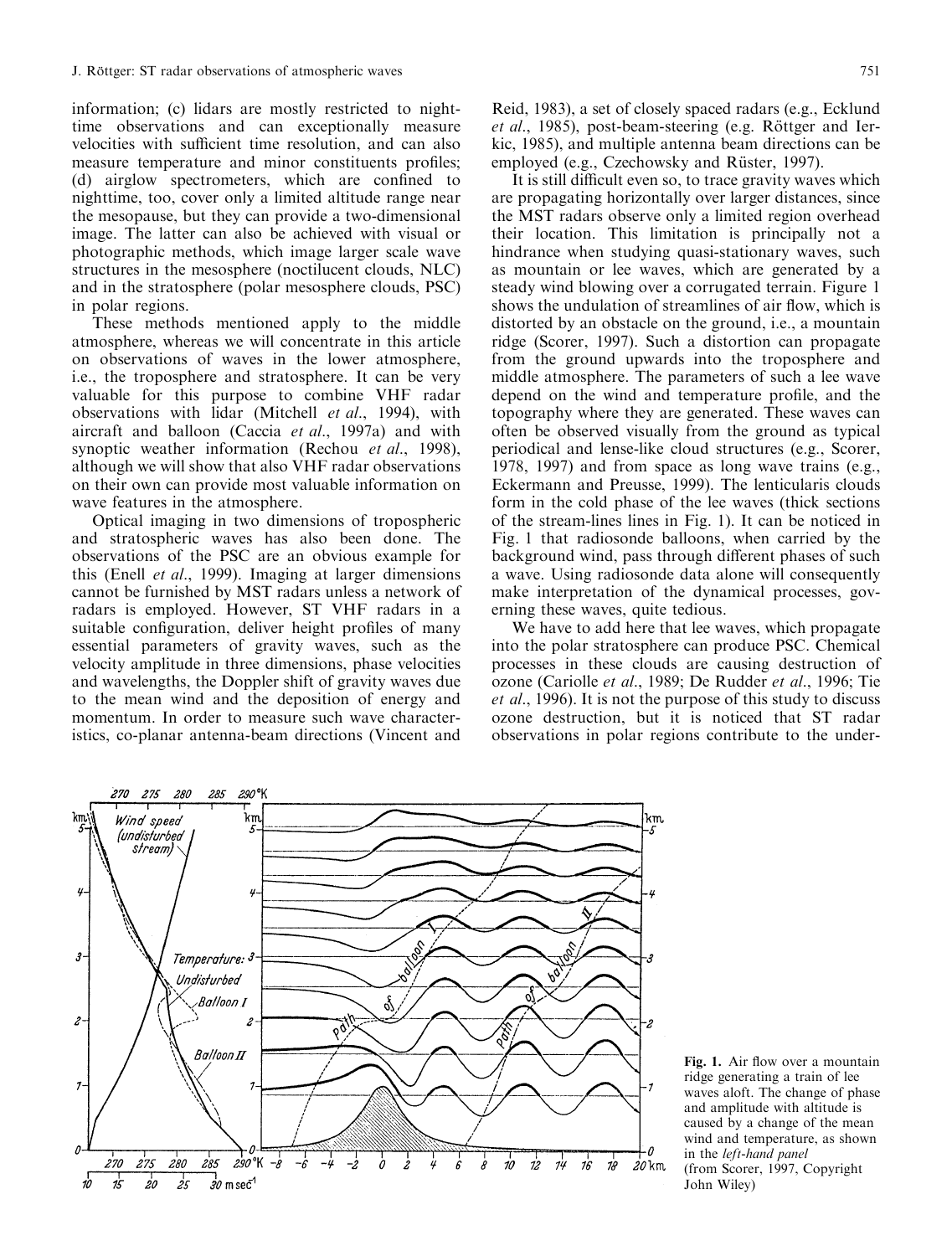information; (c) lidars are mostly restricted to nighttime observations and can exceptionally measure velocities with sufficient time resolution, and can also measure temperature and minor constituents profiles; (d) airglow spectrometers, which are confined to nighttime, too, cover only a limited altitude range near the mesopause, but they can provide a two-dimensional image. The latter can also be achieved with visual or photographic methods, which image larger scale wave structures in the mesosphere (noctilucent clouds, NLC) and in the stratosphere (polar mesosphere clouds, PSC) in polar regions.

These methods mentioned apply to the middle atmosphere, whereas we will concentrate in this article on observations of waves in the lower atmosphere, i.e., the troposphere and stratosphere. It can be very valuable for this purpose to combine VHF radar observations with lidar (Mitchell *et al*., 1994), with aircraft and balloon (Caccia *et al*., 1997a) and with synoptic weather information (Rechou *et al*., 1998), although we will show that also VHF radar observations on their own can provide most valuable information on wave features in the atmosphere.

Optical imaging in two dimensions of tropospheric and stratospheric waves has also been done. The observations of the PSC are an obvious example for this (Enell *et al*., 1999). Imaging at larger dimensions cannot be furnished by MST radars unless a network of radars is employed. However, ST VHF radars in a suitable configuration, deliver height profiles of many essential parameters of gravity waves, such as the velocity amplitude in three dimensions, phase velocities and wavelengths, the Doppler shift of gravity waves due to the mean wind and the deposition of energy and momentum. In order to measure such wave characteristics, co-planar antenna-beam directions (Vincent and Reid, 1983), a set of closely spaced radars (e.g., Ecklund *et al*., 1985), post-beam-steering (e.g. Röttger and Ierkic, 1985), and multiple antenna beam directions can be employed (e.g., Czechowsky and Rüster, 1997).

It is still difficult even so, to trace gravity waves which are propagating horizontally over larger distances, since the MST radars observe only a limited region overhead their location. This limitation is principally not a hindrance when studying quasi-stationary waves, such as mountain or lee waves, which are generated by a steady wind blowing over a corrugated terrain. Figure 1 shows the undulation of streamlines of air flow, which is distorted by an obstacle on the ground, i.e., a mountain ridge (Scorer, 1997). Such a distortion can propagate from the ground upwards into the troposphere and middle atmosphere. The parameters of such a lee wave depend on the wind and temperature profile, and the topography where they are generated. These waves can often be observed visually from the ground as typical periodical and lense-like cloud structures (e.g., Scorer, 1978, 1997) and from space as long wave trains (e.g., Eckermann and Preusse, 1999). The lenticularis clouds form in the cold phase of the lee waves (thick sections of the stream-lines lines in Fig. 1). It can be noticed in Fig. 1 that radiosonde balloons, when carried by the background wind, pass through different phases of such a wave. Using radiosonde data alone will consequently make interpretation of the dynamical processes, governing these waves, quite tedious.

We have to add here that lee waves, which propagate into the polar stratosphere can produce PSC. Chemical processes in these clouds are causing destruction of ozone (Cariolle *et al*., 1989; De Rudder *et al*., 1996; Tie *et al*., 1996). It is not the purpose of this study to discuss ozone destruction, but it is noticed that ST radar observations in polar regions contribute to the under-

270 275 280 285 290°K
km
Wind speed (undisturbed stream)
Temperature: Undisturbed
Balloon I
Balloon II
path of balloon I
path of balloon II
270 275 280 285 290°K
10 15 20 25 30 m sec⁻¹
-8 -6 -4 -2 0 2 4 6 8 10 12 14 16 18 20 km

**Fig. 1.** Air flow over a mountain ridge generating a train of lee waves aloft. The change of phase and amplitude with altitude is caused by a change of the mean wind and temperature, as shown in the *left-hand panel* (from Scorer, 1997, Copyright John Wiley)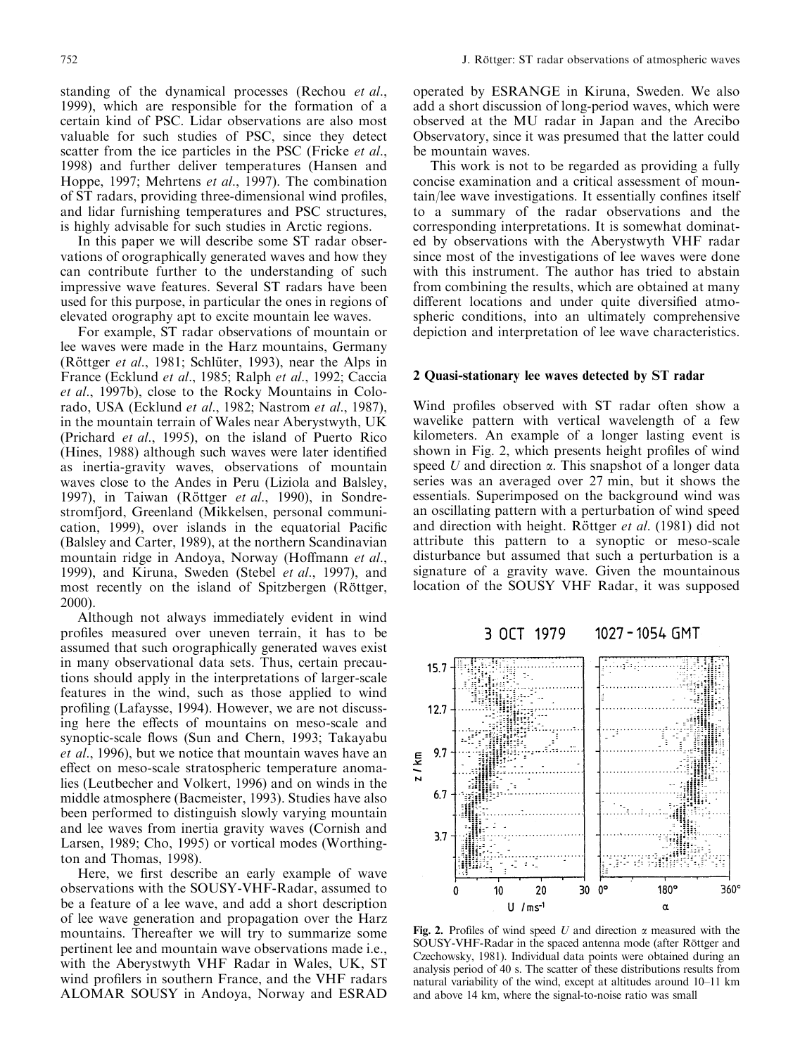standing of the dynamical processes (Rechou *et al.*, 1999), which are responsible for the formation of a certain kind of PSC. Lidar observations are also most valuable for such studies of PSC, since they detect scatter from the ice particles in the PSC (Fricke *et al.*, 1998) and further deliver temperatures (Hansen and Hoppe, 1997; Mehrtens *et al.*, 1997). The combination of ST radars, providing three-dimensional wind profiles, and lidar furnishing temperatures and PSC structures, is highly advisable for such studies in Arctic regions.

In this paper we will describe some ST radar observations of orographically generated waves and how they can contribute further to the understanding of such impressive wave features. Several ST radars have been used for this purpose, in particular the ones in regions of elevated orography apt to excite mountain lee waves.

For example, ST radar observations of mountain or lee waves were made in the Harz mountains, Germany (Röttger *et al.*, 1981; Schlüter, 1993), near the Alps in France (Ecklund *et al.*, 1985; Ralph *et al.*, 1992; Caccia *et al.*, 1997b), close to the Rocky Mountains in Colorado, USA (Ecklund *et al.*, 1982; Nastrom *et al.*, 1987), in the mountain terrain of Wales near Aberystwyth, UK (Prichard *et al.*, 1995), on the island of Puerto Rico (Hines, 1988) although such waves were later identified as inertia-gravity waves, observations of mountain waves close to the Andes in Peru (Liziola and Balsley, 1997), in Taiwan (Röttger *et al.*, 1990), in Sondrestromfjord, Greenland (Mikkelsen, personal communication, 1999), over islands in the equatorial Pacific (Balsley and Carter, 1989), at the northern Scandinavian mountain ridge in Andoya, Norway (Hoffmann *et al.*, 1999), and Kiruna, Sweden (Stebel *et al.*, 1997), and most recently on the island of Spitzbergen (Röttger, 2000).

Although not always immediately evident in wind profiles measured over uneven terrain, it has to be assumed that such orographically generated waves exist in many observational data sets. Thus, certain precautions should apply in the interpretations of larger-scale features in the wind, such as those applied to wind profiling (Lafaysse, 1994). However, we are not discussing here the effects of mountains on meso-scale and synoptic-scale flows (Sun and Chern, 1993; Takayabu *et al.*, 1996), but we notice that mountain waves have an effect on meso-scale stratospheric temperature anomalies (Leutbecher and Volkert, 1996) and on winds in the middle atmosphere (Bacmeister, 1993). Studies have also been performed to distinguish slowly varying mountain and lee waves from inertia gravity waves (Cornish and Larsen, 1989; Cho, 1995) or vortical modes (Worthington and Thomas, 1998).

Here, we first describe an early example of wave observations with the SOUSY-VHF-Radar, assumed to be a feature of a lee wave, and add a short description of lee wave generation and propagation over the Harz mountains. Thereafter we will try to summarize some pertinent lee and mountain wave observations made i.e., with the Aberystwyth VHF Radar in Wales, UK, ST wind profilers in southern France, and the VHF radars ALOMAR SOUSY in Andoya, Norway and ESRAD operated by ESRANGE in Kiruna, Sweden. We also add a short discussion of long-period waves, which were observed at the MU radar in Japan and the Arecibo Observatory, since it was presumed that the latter could be mountain waves.

This work is not to be regarded as providing a fully concise examination and a critical assessment of mountain/lee wave investigations. It essentially confines itself to a summary of the radar observations and the corresponding interpretations. It is somewhat dominated by observations with the Aberystwyth VHF radar since most of the investigations of lee waves were done with this instrument. The author has tried to abstain from combining the results, which are obtained at many different locations and under quite diversified atmospheric conditions, into an ultimately comprehensive depiction and interpretation of lee wave characteristics.

## 2 Quasi-stationary lee waves detected by ST radar

Wind profiles observed with ST radar often show a wavelike pattern with vertical wavelength of a few kilometers. An example of a longer lasting event is shown in Fig. 2, which presents height profiles of wind speed $U$ and direction $\alpha$. This snapshot of a longer data series was an averaged over 27 min, but it shows the essentials. Superimposed on the background wind was an oscillating pattern with a perturbation of wind speed and direction with height. Röttger *et al.* (1981) did not attribute this pattern to a synoptic or meso-scale disturbance but assumed that such a perturbation is a signature of a gravity wave. Given the mountainous location of the SOUSY VHF Radar, it was supposed

3 OCT 1979    1027 - 1054 GMT

z / km: 3.7, 6.7, 9.7, 12.7, 15.7

U / ms⁻¹: 0, 10, 20, 30

α: 0°, 180°, 360°

**Fig. 2.** Profiles of wind speed $U$ and direction $\alpha$ measured with the SOUSY-VHF-Radar in the spaced antenna mode (after Röttger and Czechowsky, 1981). Individual data points were obtained during an analysis period of 40 s. The scatter of these distributions results from natural variability of the wind, except at altitudes around 10–11 km and above 14 km, where the signal-to-noise ratio was small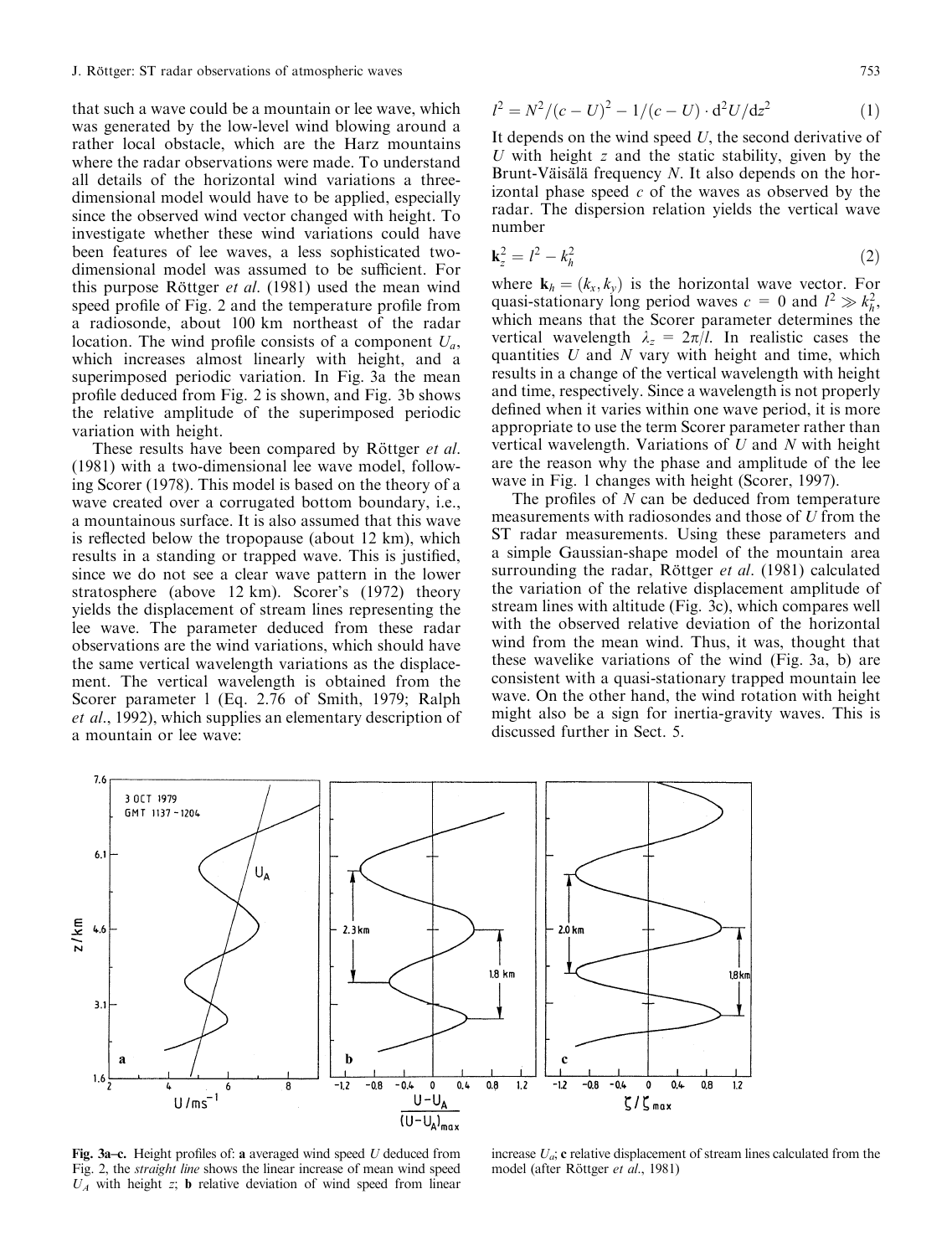that such a wave could be a mountain or lee wave, which was generated by the low-level wind blowing around a rather local obstacle, which are the Harz mountains where the radar observations were made. To understand all details of the horizontal wind variations a three-dimensional model would have to be applied, especially since the observed wind vector changed with height. To investigate whether these wind variations could have been features of lee waves, a less sophisticated two-dimensional model was assumed to be sufficient. For this purpose Röttger *et al.* (1981) used the mean wind speed profile of Fig. 2 and the temperature profile from a radiosonde, about 100 km northeast of the radar location. The wind profile consists of a component $U_a$, which increases almost linearly with height, and a superimposed periodic variation. In Fig. 3a the mean profile deduced from Fig. 2 is shown, and Fig. 3b shows the relative amplitude of the superimposed periodic variation with height.

These results have been compared by Röttger *et al.* (1981) with a two-dimensional lee wave model, following Scorer (1978). This model is based on the theory of a wave created over a corrugated bottom boundary, i.e., a mountainous surface. It is also assumed that this wave is reflected below the tropopause (about 12 km), which results in a standing or trapped wave. This is justified, since we do not see a clear wave pattern in the lower stratosphere (above 12 km). Scorer's (1972) theory yields the displacement of stream lines representing the lee wave. The parameter deduced from these radar observations are the wind variations, which should have the same vertical wavelength variations as the displacement. The vertical wavelength is obtained from the Scorer parameter l (Eq. 2.76 of Smith, 1979; Ralph *et al.*, 1992), which supplies an elementary description of a mountain or lee wave:

$$l^2 = N^2/(c-U)^2 - 1/(c-U)\cdot \mathrm{d}^2U/\mathrm{d}z^2 \tag{1}$$

It depends on the wind speed $U$, the second derivative of $U$ with height $z$ and the static stability, given by the Brunt-Väisälä frequency $N$. It also depends on the horizontal phase speed $c$ of the waves as observed by the radar. The dispersion relation yields the vertical wave number

$$\mathbf{k}_z^2 = l^2 - k_h^2 \tag{2}$$

where $\mathbf{k}_h = (k_x, k_y)$ is the horizontal wave vector. For quasi-stationary long period waves $c = 0$ and $l^2 \gg k_h^2$, which means that the Scorer parameter determines the vertical wavelength $\lambda_z = 2\pi/l$. In realistic cases the quantities $U$ and $N$ vary with height and time, which results in a change of the vertical wavelength with height and time, respectively. Since a wavelength is not properly defined when it varies within one wave period, it is more appropriate to use the term Scorer parameter rather than vertical wavelength. Variations of $U$ and $N$ with height are the reason why the phase and amplitude of the lee wave in Fig. 1 changes with height (Scorer, 1997).

The profiles of $N$ can be deduced from temperature measurements with radiosondes and those of $U$ from the ST radar measurements. Using these parameters and a simple Gaussian-shape model of the mountain area surrounding the radar, Röttger *et al.* (1981) calculated the variation of the relative displacement amplitude of stream lines with altitude (Fig. 3c), which compares well with the observed relative deviation of the horizontal wind from the mean wind. Thus, it was, thought that these wavelike variations of the wind (Fig. 3a, b) are consistent with a quasi-stationary trapped mountain lee wave. On the other hand, the wind rotation with height might also be a sign for inertia-gravity waves. This is discussed further in Sect. 5.

3 OCT 1979
GMT 1137 - 1204
z/km
7.6
6.1
4.6
3.1
1.6
$U_A$
a
2 4 6 8
U/ms$^{-1}$
b
2.3 km
1.8 km
-1.2 -0.8 -0.4 0 0.4 0.8 1.2
$\frac{U-U_A}{(U-U_A)_{max}}$
c
2.0 km
1.8km
-1.2 -0.8 -0.4 0 0.4 0.8 1.2
$\zeta/\zeta_{max}$

**Fig. 3a–c.** Height profiles of: **a** averaged wind speed $U$ deduced from Fig. 2, the *straight line* shows the linear increase of mean wind speed $U_A$ with height $z$; **b** relative deviation of wind speed from linear increase $U_a$; **c** relative displacement of stream lines calculated from the model (after Röttger *et al.*, 1981)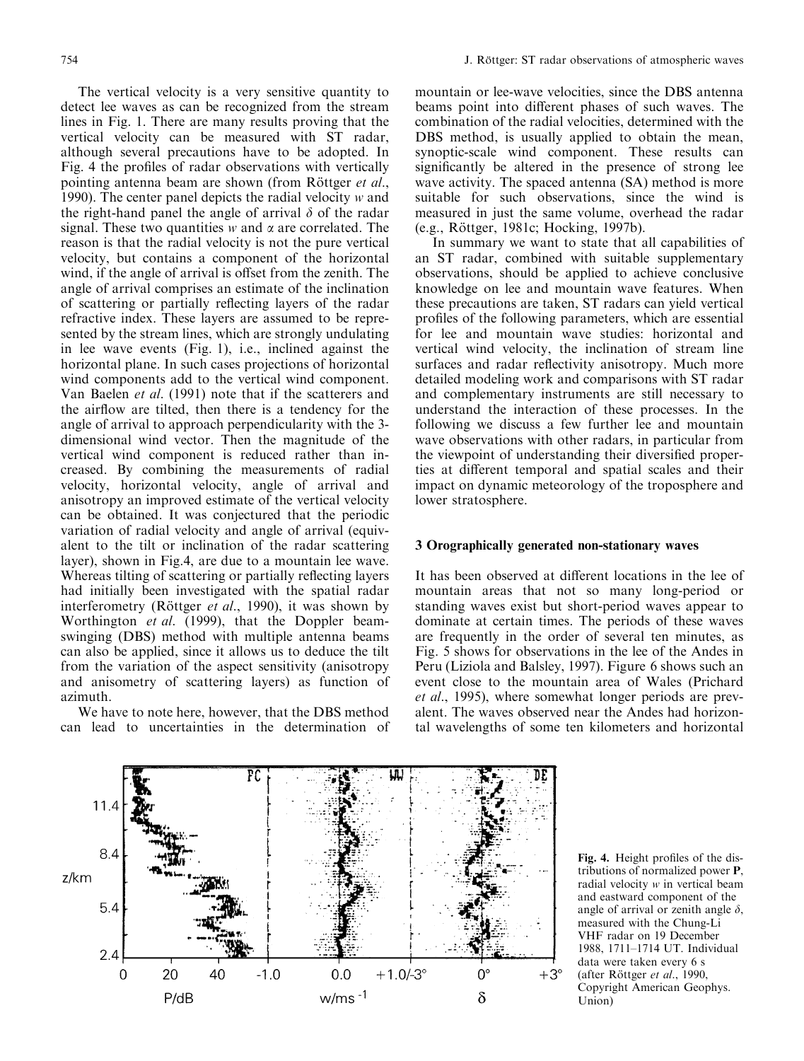The vertical velocity is a very sensitive quantity to detect lee waves as can be recognized from the stream lines in Fig. 1. There are many results proving that the vertical velocity can be measured with ST radar, although several precautions have to be adopted. In Fig. 4 the profiles of radar observations with vertically pointing antenna beam are shown (from Röttger *et al*., 1990). The center panel depicts the radial velocity $w$ and the right-hand panel the angle of arrival $\delta$ of the radar signal. These two quantities $w$ and $\alpha$ are correlated. The reason is that the radial velocity is not the pure vertical velocity, but contains a component of the horizontal wind, if the angle of arrival is offset from the zenith. The angle of arrival comprises an estimate of the inclination of scattering or partially reflecting layers of the radar refractive index. These layers are assumed to be represented by the stream lines, which are strongly undulating in lee wave events (Fig. 1), i.e., inclined against the horizontal plane. In such cases projections of horizontal wind components add to the vertical wind component. Van Baelen *et al*. (1991) note that if the scatterers and the airflow are tilted, then there is a tendency for the angle of arrival to approach perpendicularity with the 3-dimensional wind vector. Then the magnitude of the vertical wind component is reduced rather than increased. By combining the measurements of radial velocity, horizontal velocity, angle of arrival and anisotropy an improved estimate of the vertical velocity can be obtained. It was conjectured that the periodic variation of radial velocity and angle of arrival (equivalent to the tilt or inclination of the radar scattering layer), shown in Fig.4, are due to a mountain lee wave. Whereas tilting of scattering or partially reflecting layers had initially been investigated with the spatial radar interferometry (Röttger *et al*., 1990), it was shown by Worthington *et al*. (1999), that the Doppler beam-swinging (DBS) method with multiple antenna beams can also be applied, since it allows us to deduce the tilt from the variation of the aspect sensitivity (anisotropy and anisometry of scattering layers) as function of azimuth.

We have to note here, however, that the DBS method can lead to uncertainties in the determination of mountain or lee-wave velocities, since the DBS antenna beams point into different phases of such waves. The combination of the radial velocities, determined with the DBS method, is usually applied to obtain the mean, synoptic-scale wind component. These results can significantly be altered in the presence of strong lee wave activity. The spaced antenna (SA) method is more suitable for such observations, since the wind is measured in just the same volume, overhead the radar (e.g., Röttger, 1981c; Hocking, 1997b).

In summary we want to state that all capabilities of an ST radar, combined with suitable supplementary observations, should be applied to achieve conclusive knowledge on lee and mountain wave features. When these precautions are taken, ST radars can yield vertical profiles of the following parameters, which are essential for lee and mountain wave studies: horizontal and vertical wind velocity, the inclination of stream line surfaces and radar reflectivity anisotropy. Much more detailed modeling work and comparisons with ST radar and complementary instruments are still necessary to understand the interaction of these processes. In the following we discuss a few further lee and mountain wave observations with other radars, in particular from the viewpoint of understanding their diversified properties at different temporal and spatial scales and their impact on dynamic meteorology of the troposphere and lower stratosphere.

## 3 Orographically generated non-stationary waves

It has been observed at different locations in the lee of mountain areas that not so many long-period or standing waves exist but short-period waves appear to dominate at certain times. The periods of these waves are frequently in the order of several ten minutes, as Fig. 5 shows for observations in the lee of the Andes in Peru (Liziola and Balsley, 1997). Figure 6 shows such an event close to the mountain area of Wales (Prichard *et al*., 1995), where somewhat longer periods are prevalent. The waves observed near the Andes had horizontal wavelengths of some ten kilometers and horizontal

PC
WW
DE
11.4
8.4
z/km
5.4
2.4
0 20 40 -1.0 0.0 +1.0/-3° 0° +3°
P/dB
w/ms$^{-1}$
δ

**Fig. 4.** Height profiles of the distributions of normalized power **P**, radial velocity $w$ in vertical beam and eastward component of the angle of arrival or zenith angle $\delta$, measured with the Chung-Li VHF radar on 19 December 1988, 1711–1714 UT. Individual data were taken every 6 s (after Röttger *et al*., 1990, Copyright American Geophys. Union)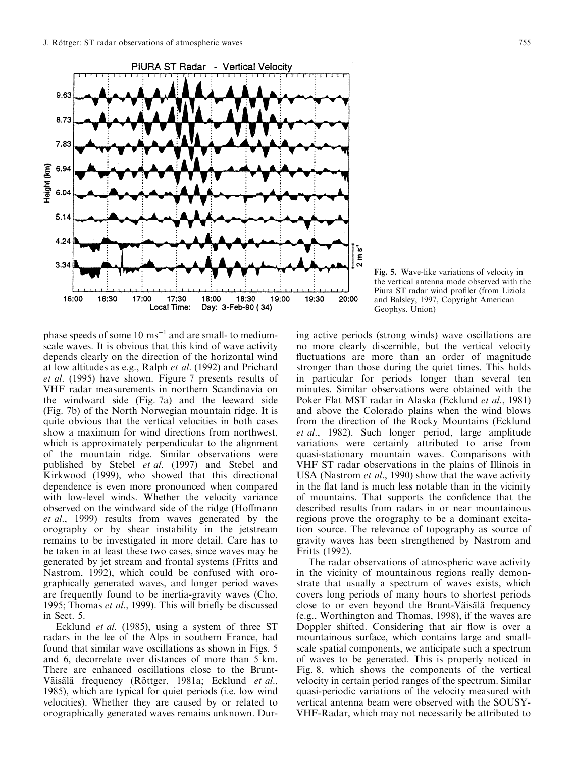PIURA ST Radar - Vertical Velocity

Height (km)

9.63

8.73

7.83

6.94

6.04

5.14

4.24

3.34

2 m s⁻¹

16:00 16:30 17:00 17:30 18:00 18:30 19:00 19:30 20:00

Local Time: Day: 3-Feb-90 ( 34)

**Fig. 5.** Wave-like variations of velocity in the vertical antenna mode observed with the Piura ST radar wind profiler (from Liziola and Balsley, 1997, Copyright American Geophys. Union)

phase speeds of some 10 $\mathrm{ms}^{-1}$ and are small- to medium-scale waves. It is obvious that this kind of wave activity depends clearly on the direction of the horizontal wind at low altitudes as e.g., Ralph *et al*. (1992) and Prichard *et al*. (1995) have shown. Figure 7 presents results of VHF radar measurements in northern Scandinavia on the windward side (Fig. 7a) and the leeward side (Fig. 7b) of the North Norwegian mountain ridge. It is quite obvious that the vertical velocities in both cases show a maximum for wind directions from northwest, which is approximately perpendicular to the alignment of the mountain ridge. Similar observations were published by Stebel *et al*. (1997) and Stebel and Kirkwood (1999), who showed that this directional dependence is even more pronounced when compared with low-level winds. Whether the velocity variance observed on the windward side of the ridge (Hoffmann *et al*., 1999) results from waves generated by the orography or by shear instability in the jetstream remains to be investigated in more detail. Care has to be taken in at least these two cases, since waves may be generated by jet stream and frontal systems (Fritts and Nastrom, 1992), which could be confused with orographically generated waves, and longer period waves are frequently found to be inertia-gravity waves (Cho, 1995; Thomas *et al*., 1999). This will briefly be discussed in Sect. 5.

Ecklund *et al*. (1985), using a system of three ST radars in the lee of the Alps in southern France, had found that similar wave oscillations as shown in Figs. 5 and 6, decorrelate over distances of more than 5 km. There are enhanced oscillations close to the Brunt-Väisälä frequency (Röttger, 1981a; Ecklund *et al*., 1985), which are typical for quiet periods (i.e. low wind velocities). Whether they are caused by or related to orographically generated waves remains unknown. During active periods (strong winds) wave oscillations are no more clearly discernible, but the vertical velocity fluctuations are more than an order of magnitude stronger than those during the quiet times. This holds in particular for periods longer than several ten minutes. Similar observations were obtained with the Poker Flat MST radar in Alaska (Ecklund *et al*., 1981) and above the Colorado plains when the wind blows from the direction of the Rocky Mountains (Ecklund *et al*., 1982). Such longer period, large amplitude variations were certainly attributed to arise from quasi-stationary mountain waves. Comparisons with VHF ST radar observations in the plains of Illinois in USA (Nastrom *et al*., 1990) show that the wave activity in the flat land is much less notable than in the vicinity of mountains. That supports the confidence that the described results from radars in or near mountainous regions prove the orography to be a dominant excitation source. The relevance of topography as source of gravity waves has been strengthened by Nastrom and Fritts (1992).

The radar observations of atmospheric wave activity in the vicinity of mountainous regions really demonstrate that usually a spectrum of waves exists, which covers long periods of many hours to shortest periods close to or even beyond the Brunt-Väisälä frequency (e.g., Worthington and Thomas, 1998), if the waves are Doppler shifted. Considering that air flow is over a mountainous surface, which contains large and small-scale spatial components, we anticipate such a spectrum of waves to be generated. This is properly noticed in Fig. 8, which shows the components of the vertical velocity in certain period ranges of the spectrum. Similar quasi-periodic variations of the velocity measured with vertical antenna beam were observed with the SOUSY-VHF-Radar, which may not necessarily be attributed to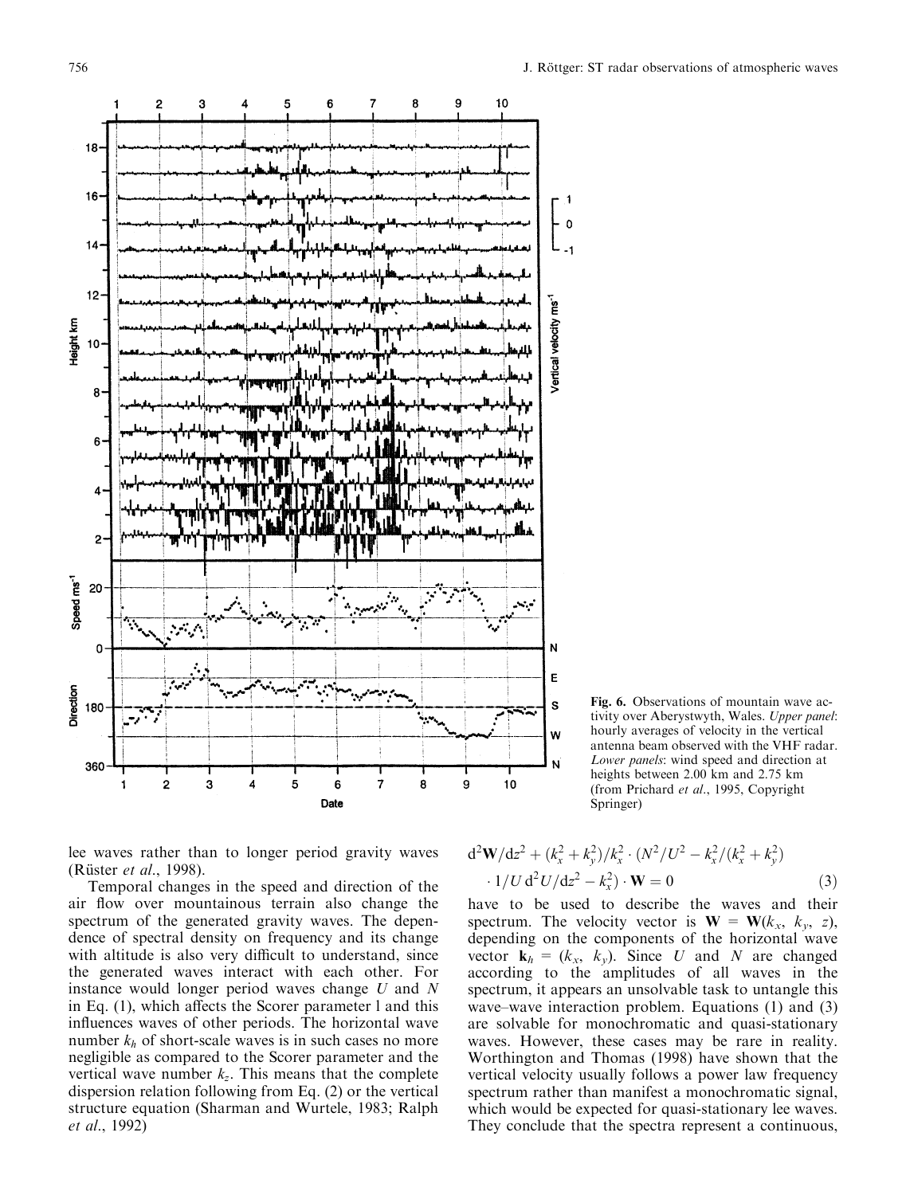1 2 3 4 5 6 7 8 9 10

Height km

18
16
14
12
10
8
6
4
2

1
0
-1

Vertical velocity ms$^{-1}$

Speed ms$^{-1}$

20
0

Direction

180
360

N
E
S
W
N

1 2 3 4 5 6 7 8 9 10

Date

**Fig. 6.** Observations of mountain wave activity over Aberystwyth, Wales. *Upper panel*: hourly averages of velocity in the vertical antenna beam observed with the VHF radar. *Lower panels*: wind speed and direction at heights between 2.00 km and 2.75 km (from Prichard *et al.*, 1995, Copyright Springer)

lee waves rather than to longer period gravity waves (Rüster *et al.*, 1998).

Temporal changes in the speed and direction of the air flow over mountainous terrain also change the spectrum of the generated gravity waves. The dependence of spectral density on frequency and its change with altitude is also very difficult to understand, since the generated waves interact with each other. For instance would longer period waves change $U$ and $N$ in Eq. (1), which affects the Scorer parameter l and this influences waves of other periods. The horizontal wave number $k_h$ of short-scale waves is in such cases no more negligible as compared to the Scorer parameter and the vertical wave number $k_z$. This means that the complete dispersion relation following from Eq. (2) or the vertical structure equation (Sharman and Wurtele, 1983; Ralph *et al.*, 1992)

$$\mathrm{d}^2\mathbf{W}/\mathrm{d}z^2 + (k_x^2 + k_y^2)/k_x^2 \cdot (N^2/U^2 - k_x^2/(k_x^2 + k_y^2) \cdot 1/U\,\mathrm{d}^2U/\mathrm{d}z^2 - k_x^2) \cdot \mathbf{W} = 0 \tag{3}$$

have to be used to describe the waves and their spectrum. The velocity vector is $\mathbf{W} = \mathbf{W}(k_x,\ k_y,\ z)$, depending on the components of the horizontal wave vector $\mathbf{k}_h = (k_x,\ k_y)$. Since $U$ and $N$ are changed according to the amplitudes of all waves in the spectrum, it appears an unsolvable task to untangle this wave–wave interaction problem. Equations (1) and (3) are solvable for monochromatic and quasi-stationary waves. However, these cases may be rare in reality. Worthington and Thomas (1998) have shown that the vertical velocity usually follows a power law frequency spectrum rather than manifest a monochromatic signal, which would be expected for quasi-stationary lee waves. They conclude that the spectra represent a continuous,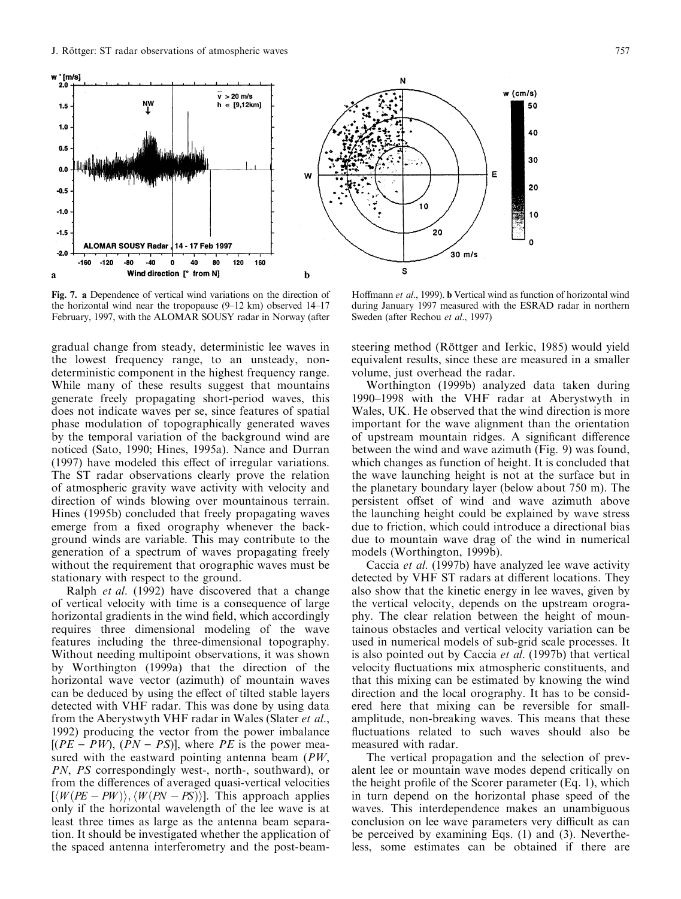w' [m/s]

2.0, 1.5, 1.0, 0.5, 0.0, -0.5, -1.0, -1.5, -2.0

NW

$\bar{v}$ > 20 m/s

h ∈ [9,12km]

ALOMAR SOUSY Radar , 14 - 17 Feb 1997

-160 -120 -80 -40 0 40 80 120 160

Wind direction [° from N]

a

N

W

E

S

10

20

30 m/s

w (cm/s)

50, 40, 30, 20, 10, 0

b

**Fig. 7. a** Dependence of vertical wind variations on the direction of the horizontal wind near the tropopause (9–12 km) observed 14–17 February, 1997, with the ALOMAR SOUSY radar in Norway (after Hoffmann *et al.*, 1999). **b** Vertical wind as function of horizontal wind during January 1997 measured with the ESRAD radar in northern Sweden (after Rechou *et al.*, 1997)

gradual change from steady, deterministic lee waves in the lowest frequency range, to an unsteady, non-deterministic component in the highest frequency range. While many of these results suggest that mountains generate freely propagating short-period waves, this does not indicate waves per se, since features of spatial phase modulation of topographically generated waves by the temporal variation of the background wind are noticed (Sato, 1990; Hines, 1995a). Nance and Durran (1997) have modeled this effect of irregular variations. The ST radar observations clearly prove the relation of atmospheric gravity wave activity with velocity and direction of winds blowing over mountainous terrain. Hines (1995b) concluded that freely propagating waves emerge from a fixed orography whenever the background winds are variable. This may contribute to the generation of a spectrum of waves propagating freely without the requirement that orographic waves must be stationary with respect to the ground.

Ralph *et al.* (1992) have discovered that a change of vertical velocity with time is a consequence of large horizontal gradients in the wind field, which accordingly requires three dimensional modeling of the wave features including the three-dimensional topography. Without needing multipoint observations, it was shown by Worthington (1999a) that the direction of the horizontal wave vector (azimuth) of mountain waves can be deduced by using the effect of tilted stable layers detected with VHF radar. This was done by using data from the Aberystwyth VHF radar in Wales (Slater *et al.*, 1992) producing the vector from the power imbalance $[(PE - PW), (PN - PS)]$, where $PE$ is the power measured with the eastward pointing antenna beam ($PW$, $PN$, $PS$ correspondingly west-, north-, southward), or from the differences of averaged quasi-vertical velocities $[\langle W(PE - PW)\rangle, \langle W(PN - PS)\rangle]$. This approach applies only if the horizontal wavelength of the lee wave is at least three times as large as the antenna beam separation. It should be investigated whether the application of the spaced antenna interferometry and the post-beam-steering method (Röttger and Ierkic, 1985) would yield equivalent results, since these are measured in a smaller volume, just overhead the radar.

Worthington (1999b) analyzed data taken during 1990–1998 with the VHF radar at Aberystwyth in Wales, UK. He observed that the wind direction is more important for the wave alignment than the orientation of upstream mountain ridges. A significant difference between the wind and wave azimuth (Fig. 9) was found, which changes as function of height. It is concluded that the wave launching height is not at the surface but in the planetary boundary layer (below about 750 m). The persistent offset of wind and wave azimuth above the launching height could be explained by wave stress due to friction, which could introduce a directional bias due to mountain wave drag of the wind in numerical models (Worthington, 1999b).

Caccia *et al.* (1997b) have analyzed lee wave activity detected by VHF ST radars at different locations. They also show that the kinetic energy in lee waves, given by the vertical velocity, depends on the upstream orography. The clear relation between the height of mountainous obstacles and vertical velocity variation can be used in numerical models of sub-grid scale processes. It is also pointed out by Caccia *et al.* (1997b) that vertical velocity fluctuations mix atmospheric constituents, and that this mixing can be estimated by knowing the wind direction and the local orography. It has to be considered here that mixing can be reversible for small-amplitude, non-breaking waves. This means that these fluctuations related to such waves should also be measured with radar.

The vertical propagation and the selection of prevalent lee or mountain wave modes depend critically on the height profile of the Scorer parameter (Eq. 1), which in turn depend on the horizontal phase speed of the waves. This interdependence makes an unambiguous conclusion on lee wave parameters very difficult as can be perceived by examining Eqs. (1) and (3). Nevertheless, some estimates can be obtained if there are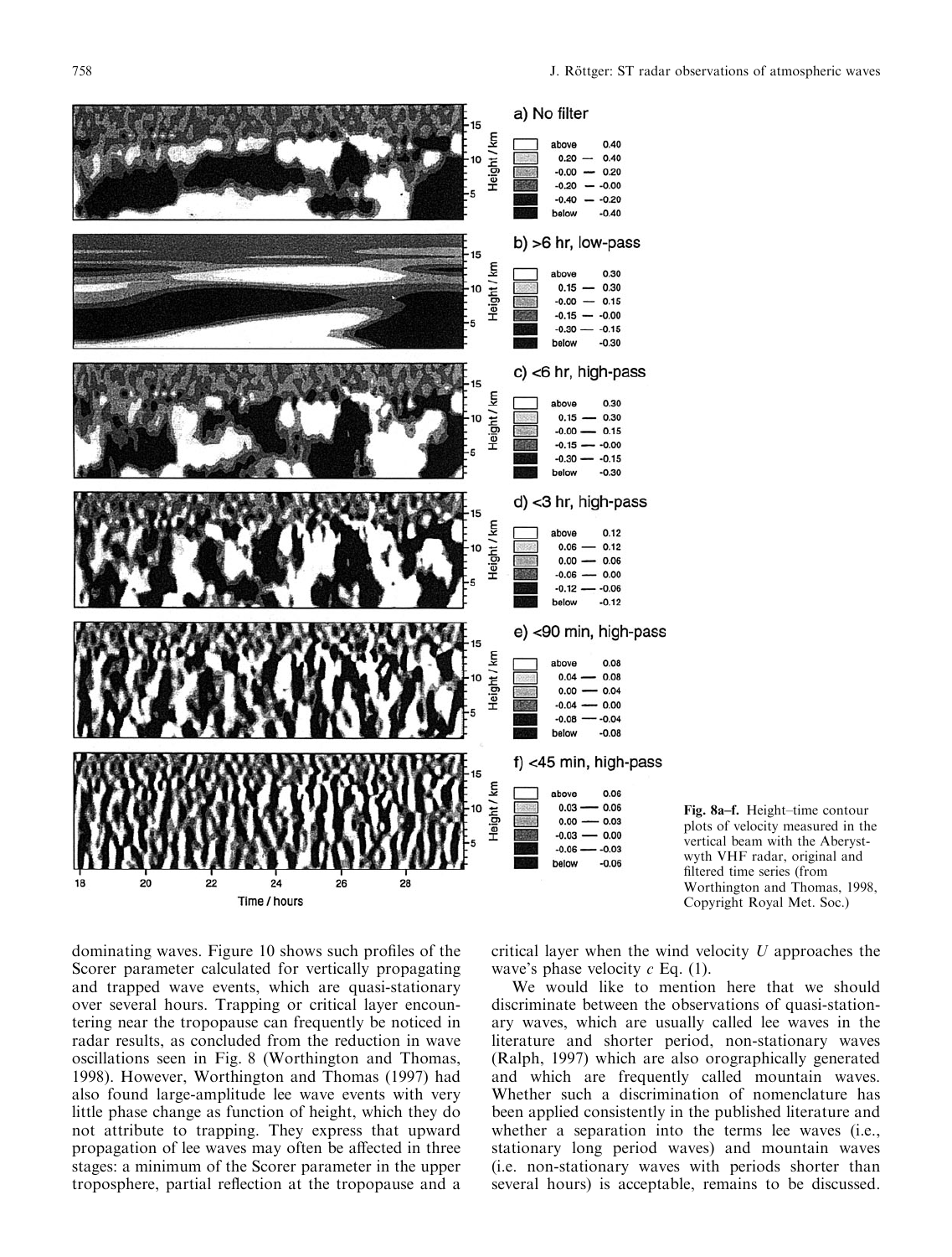a) No filter

above 0.40
0.20 — 0.40
-0.00 — 0.20
-0.20 — -0.00
-0.40 — -0.20
below -0.40

b) >6 hr, low-pass

above 0.30
0.15 — 0.30
-0.00 — 0.15
-0.15 — -0.00
-0.30 — -0.15
below -0.30

c) <6 hr, high-pass

above 0.30
0.15 — 0.30
-0.00 — 0.15
-0.15 — -0.00
-0.30 — -0.15
below -0.30

d) <3 hr, high-pass

above 0.12
0.06 — 0.12
0.00 — 0.06
-0.06 — 0.00
-0.12 — -0.06
below -0.12

e) <90 min, high-pass

above 0.08
0.04 — 0.08
0.00 — 0.04
-0.04 — 0.00
-0.08 — -0.04
below -0.08

f) <45 min, high-pass

above 0.06
0.03 — 0.06
0.00 — 0.03
-0.03 — 0.00
-0.06 — -0.03
below -0.06

Height / km

15
10
5

18 20 22 24 26 28

Time / hours

**Fig. 8a–f.** Height–time contour plots of velocity measured in the vertical beam with the Aberystwyth VHF radar, original and filtered time series (from Worthington and Thomas, 1998, Copyright Royal Met. Soc.)

dominating waves. Figure 10 shows such profiles of the Scorer parameter calculated for vertically propagating and trapped wave events, which are quasi-stationary over several hours. Trapping or critical layer encountering near the tropopause can frequently be noticed in radar results, as concluded from the reduction in wave oscillations seen in Fig. 8 (Worthington and Thomas, 1998). However, Worthington and Thomas (1997) had also found large-amplitude lee wave events with very little phase change as function of height, which they do not attribute to trapping. They express that upward propagation of lee waves may often be affected in three stages: a minimum of the Scorer parameter in the upper troposphere, partial reflection at the tropopause and a critical layer when the wind velocity $U$ approaches the wave's phase velocity $c$ Eq. (1).

We would like to mention here that we should discriminate between the observations of quasi-stationary waves, which are usually called lee waves in the literature and shorter period, non-stationary waves (Ralph, 1997) which are also orographically generated and which are frequently called mountain waves. Whether such a discrimination of nomenclature has been applied consistently in the published literature and whether a separation into the terms lee waves (i.e., stationary long period waves) and mountain waves (i.e. non-stationary waves with periods shorter than several hours) is acceptable, remains to be discussed.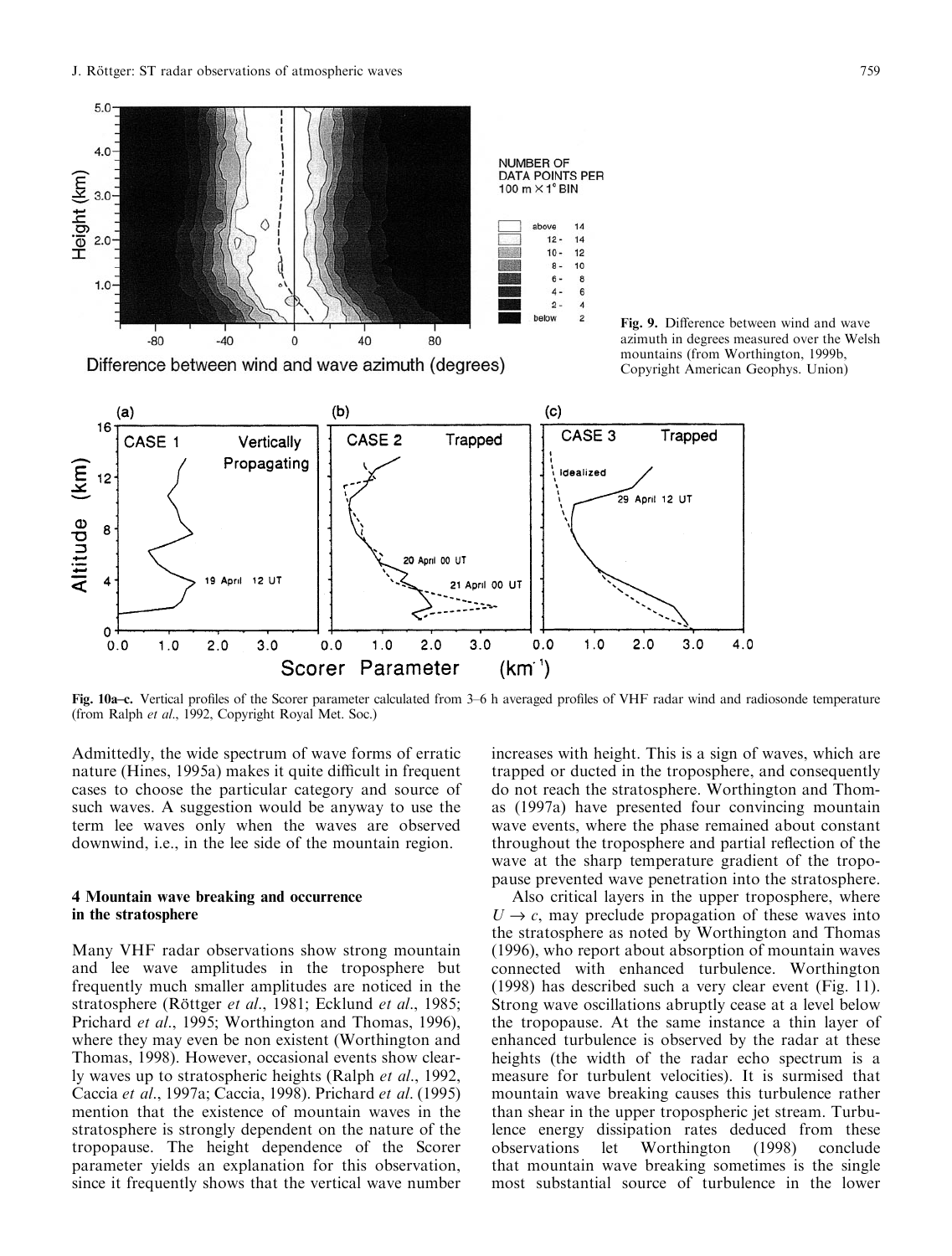Height (km)

5.0
4.0
3.0
2.0
1.0

-80 -40 0 40 80

Difference between wind and wave azimuth (degrees)

NUMBER OF DATA POINTS PER 100 m × 1° BIN

above 14
12 - 14
10 - 12
8 - 10
6 - 8
4 - 6
2 - 4
below 2

**Fig. 9.** Difference between wind and wave azimuth in degrees measured over the Welsh mountains (from Worthington, 1999b, Copyright American Geophys. Union)

(a) CASE 1 Vertically Propagating
19 April 12 UT

(b) CASE 2 Trapped
20 April 00 UT
21 April 00 UT

(c) CASE 3 Trapped
Idealized
29 April 12 UT

Altitude (km)

16
12
8
4
0

0.0 1.0 2.0 3.0 0.0 1.0 2.0 3.0 0.0 1.0 2.0 3.0 4.0

Scorer Parameter ($km^{-1}$)

**Fig. 10a–c.** Vertical profiles of the Scorer parameter calculated from 3–6 h averaged profiles of VHF radar wind and radiosonde temperature (from Ralph *et al*., 1992, Copyright Royal Met. Soc.)

Admittedly, the wide spectrum of wave forms of erratic nature (Hines, 1995a) makes it quite difficult in frequent cases to choose the particular category and source of such waves. A suggestion would be anyway to use the term lee waves only when the waves are observed downwind, i.e., in the lee side of the mountain region.

## 4 Mountain wave breaking and occurrence in the stratosphere

Many VHF radar observations show strong mountain and lee wave amplitudes in the troposphere but frequently much smaller amplitudes are noticed in the stratosphere (Röttger *et al*., 1981; Ecklund *et al*., 1985; Prichard *et al*., 1995; Worthington and Thomas, 1996), where they may even be non existent (Worthington and Thomas, 1998). However, occasional events show clearly waves up to stratospheric heights (Ralph *et al*., 1992, Caccia *et al*., 1997a; Caccia, 1998). Prichard *et al*. (1995) mention that the existence of mountain waves in the stratosphere is strongly dependent on the nature of the tropopause. The height dependence of the Scorer parameter yields an explanation for this observation, since it frequently shows that the vertical wave number increases with height. This is a sign of waves, which are trapped or ducted in the troposphere, and consequently do not reach the stratosphere. Worthington and Thomas (1997a) have presented four convincing mountain wave events, where the phase remained about constant throughout the troposphere and partial reflection of the wave at the sharp temperature gradient of the tropopause prevented wave penetration into the stratosphere.

Also critical layers in the upper troposphere, where $U \rightarrow c$, may preclude propagation of these waves into the stratosphere as noted by Worthington and Thomas (1996), who report about absorption of mountain waves connected with enhanced turbulence. Worthington (1998) has described such a very clear event (Fig. 11). Strong wave oscillations abruptly cease at a level below the tropopause. At the same instance a thin layer of enhanced turbulence is observed by the radar at these heights (the width of the radar echo spectrum is a measure for turbulent velocities). It is surmised that mountain wave breaking causes this turbulence rather than shear in the upper tropospheric jet stream. Turbulence energy dissipation rates deduced from these observations let Worthington (1998) conclude that mountain wave breaking sometimes is the single most substantial source of turbulence in the lower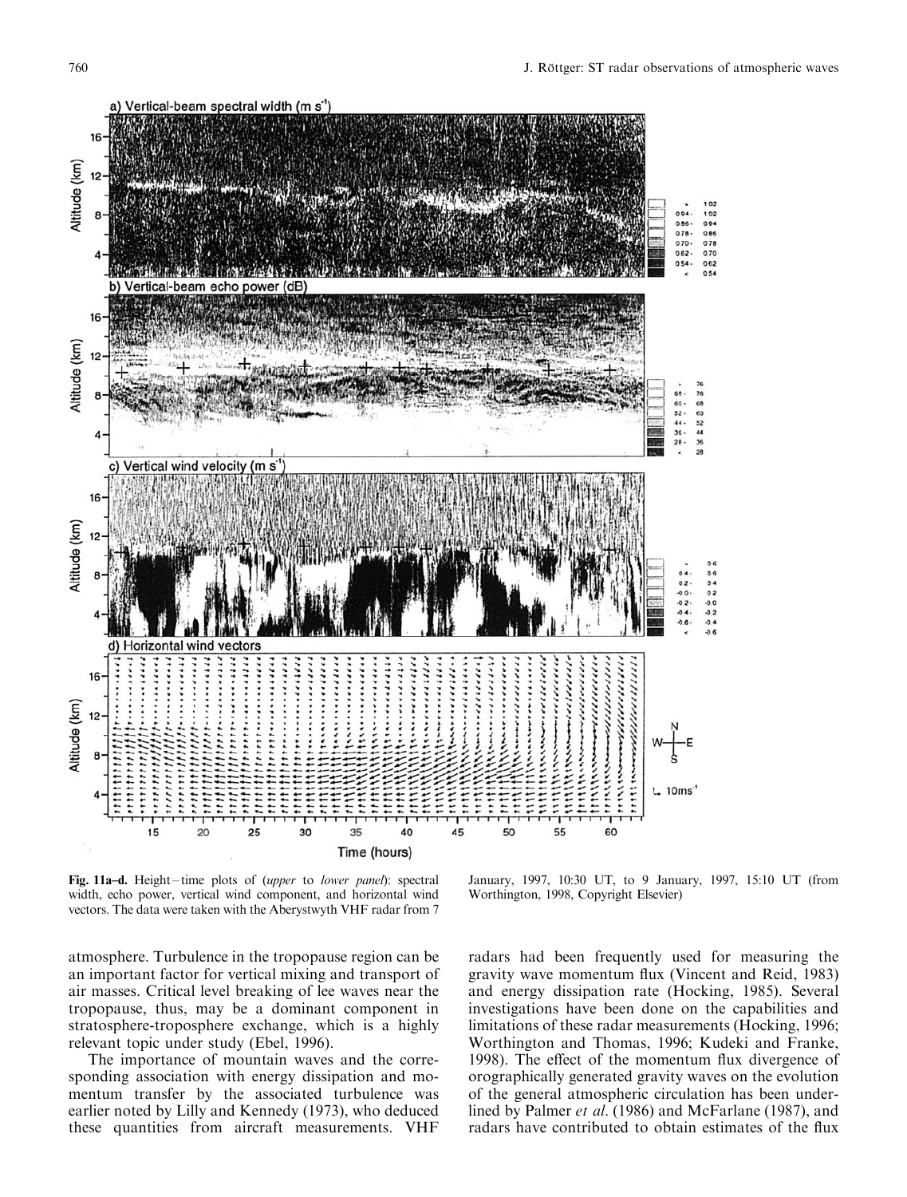a) Vertical-beam spectral width (m s$^{-1}$)

Altitude (km)

16
12
8
4

> 1.02
0.94 - 1.02
0.86 - 0.94
0.78 - 0.86
0.70 - 0.78
0.62 - 0.70
0.54 - 0.62
< 0.54

b) Vertical-beam echo power (dB)

Altitude (km)

16
12
8
4

> 76
68 - 76
60 - 68
52 - 60
44 - 52
36 - 44
28 - 36
< 28

c) Vertical wind velocity (m s$^{-1}$)

Altitude (km)

16
12
8
4

> 0.6
0.4 - 0.6
0.2 - 0.4
-0.0 - 0.2
-0.2 - -0.0
-0.4 - -0.2
-0.6 - -0.4
< -0.6

d) Horizontal wind vectors

Altitude (km)

16
12
8
4

N
W E
S

10ms$^{-1}$

15 20 25 30 35 40 45 50 55 60

Time (hours)

**Fig. 11a–d.** Height – time plots of (*upper* to *lower panel*): spectral width, echo power, vertical wind component, and horizontal wind vectors. The data were taken with the Aberystwyth VHF radar from 7 January, 1997, 10:30 UT, to 9 January, 1997, 15:10 UT (from Worthington, 1998, Copyright Elsevier)

atmosphere. Turbulence in the tropopause region can be an important factor for vertical mixing and transport of air masses. Critical level breaking of lee waves near the tropopause, thus, may be a dominant component in stratosphere-troposphere exchange, which is a highly relevant topic under study (Ebel, 1996).

The importance of mountain waves and the corresponding association with energy dissipation and momentum transfer by the associated turbulence was earlier noted by Lilly and Kennedy (1973), who deduced these quantities from aircraft measurements. VHF radars had been frequently used for measuring the gravity wave momentum flux (Vincent and Reid, 1983) and energy dissipation rate (Hocking, 1985). Several investigations have been done on the capabilities and limitations of these radar measurements (Hocking, 1996; Worthington and Thomas, 1996; Kudeki and Franke, 1998). The effect of the momentum flux divergence of orographically generated gravity waves on the evolution of the general atmospheric circulation has been underlined by Palmer *et al*. (1986) and McFarlane (1987), and radars have contributed to obtain estimates of the flux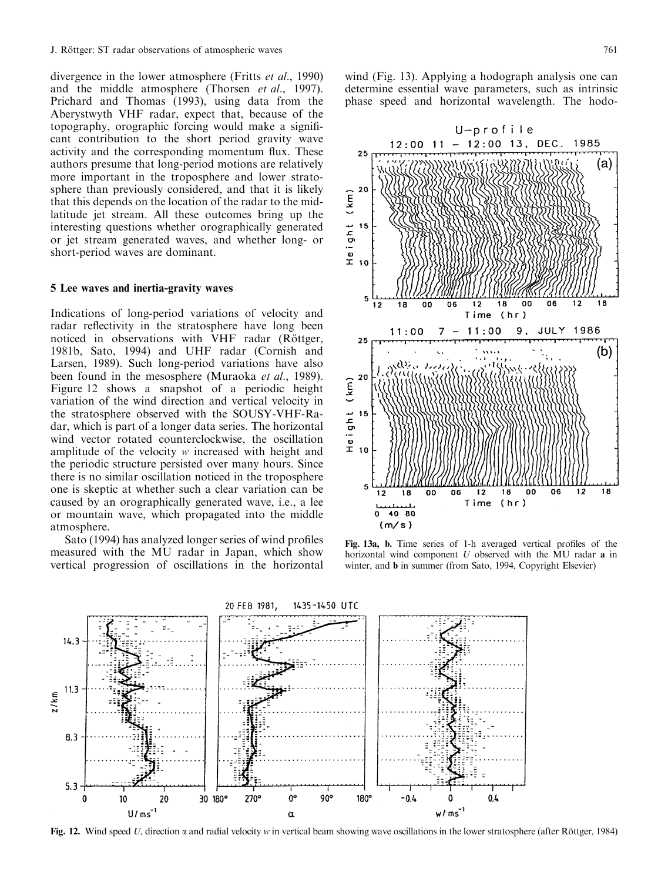divergence in the lower atmosphere (Fritts *et al.*, 1990) and the middle atmosphere (Thorsen *et al.*, 1997). Prichard and Thomas (1993), using data from the Aberystwyth VHF radar, expect that, because of the topography, orographic forcing would make a significant contribution to the short period gravity wave activity and the corresponding momentum flux. These authors presume that long-period motions are relatively more important in the troposphere and lower stratosphere than previously considered, and that it is likely that this depends on the location of the radar to the mid-latitude jet stream. All these outcomes bring up the interesting questions whether orographically generated or jet stream generated waves, and whether long- or short-period waves are dominant.

## 5 Lee waves and inertia-gravity waves

Indications of long-period variations of velocity and radar reflectivity in the stratosphere have long been noticed in observations with VHF radar (Röttger, 1981b, Sato, 1994) and UHF radar (Cornish and Larsen, 1989). Such long-period variations have also been found in the mesosphere (Muraoka *et al.*, 1989). Figure 12 shows a snapshot of a periodic height variation of the wind direction and vertical velocity in the stratosphere observed with the SOUSY-VHF-Radar, which is part of a longer data series. The horizontal wind vector rotated counterclockwise, the oscillation amplitude of the velocity $w$ increased with height and the periodic structure persisted over many hours. Since there is no similar oscillation noticed in the troposphere one is skeptic at whether such a clear variation can be caused by an orographically generated wave, i.e., a lee or mountain wave, which propagated into the middle atmosphere.

Sato (1994) has analyzed longer series of wind profiles measured with the MU radar in Japan, which show vertical progression of oscillations in the horizontal wind (Fig. 13). Applying a hodograph analysis one can determine essential wave parameters, such as intrinsic phase speed and horizontal wavelength. The hodo-

**Fig. 13a, b.** Time series of 1-h averaged vertical profiles of the horizontal wind component $U$ observed with the MU radar **a** in winter, and **b** in summer (from Sato, 1994, Copyright Elsevier)

**Fig. 12.** Wind speed $U$, direction $\alpha$ and radial velocity $w$ in vertical beam showing wave oscillations in the lower stratosphere (after Röttger, 1984)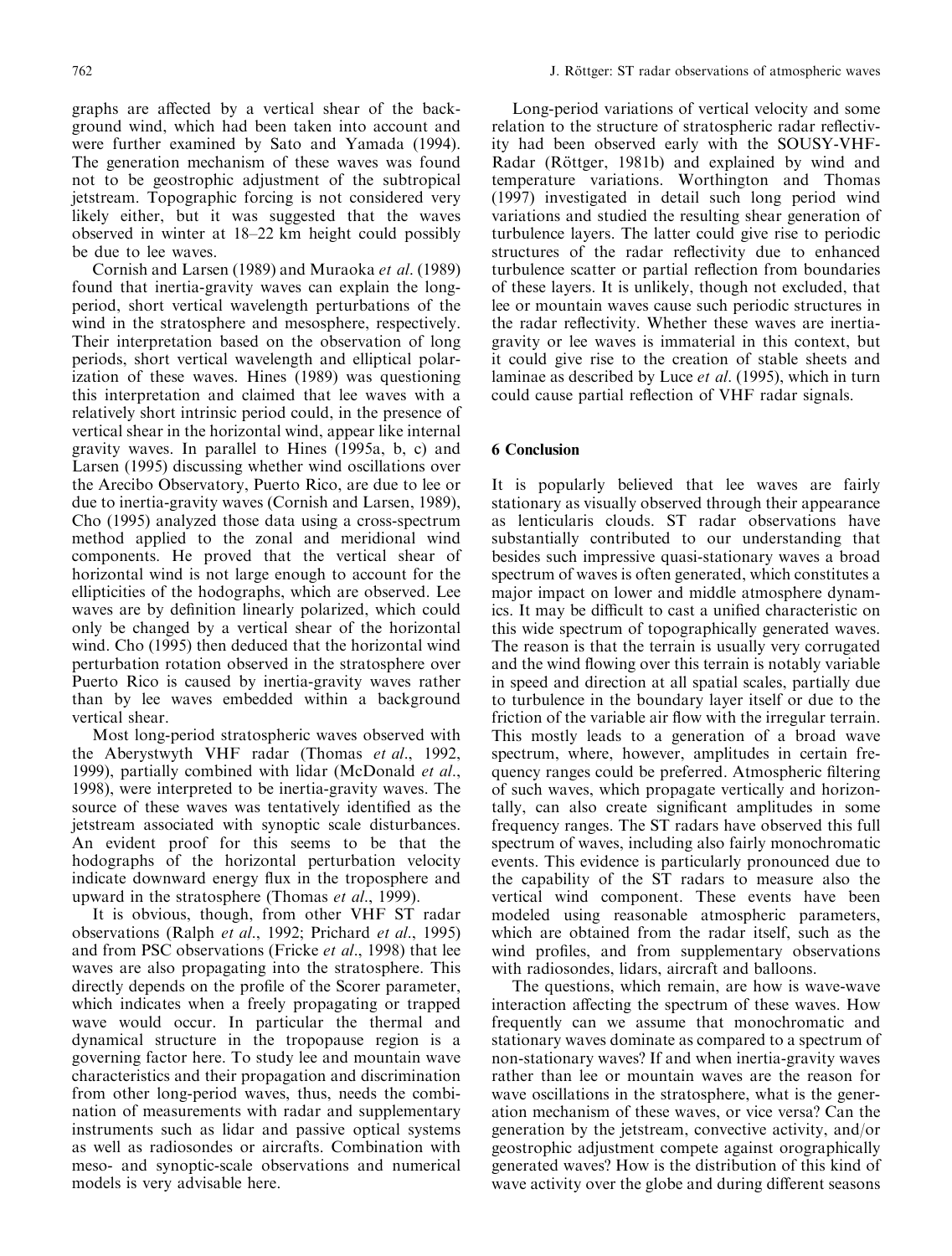graphs are affected by a vertical shear of the background wind, which had been taken into account and were further examined by Sato and Yamada (1994). The generation mechanism of these waves was found not to be geostrophic adjustment of the subtropical jetstream. Topographic forcing is not considered very likely either, but it was suggested that the waves observed in winter at 18–22 km height could possibly be due to lee waves.

Cornish and Larsen (1989) and Muraoka *et al*. (1989) found that inertia-gravity waves can explain the long-period, short vertical wavelength perturbations of the wind in the stratosphere and mesosphere, respectively. Their interpretation based on the observation of long periods, short vertical wavelength and elliptical polarization of these waves. Hines (1989) was questioning this interpretation and claimed that lee waves with a relatively short intrinsic period could, in the presence of vertical shear in the horizontal wind, appear like internal gravity waves. In parallel to Hines (1995a, b, c) and Larsen (1995) discussing whether wind oscillations over the Arecibo Observatory, Puerto Rico, are due to lee or due to inertia-gravity waves (Cornish and Larsen, 1989), Cho (1995) analyzed those data using a cross-spectrum method applied to the zonal and meridional wind components. He proved that the vertical shear of horizontal wind is not large enough to account for the ellipticities of the hodographs, which are observed. Lee waves are by definition linearly polarized, which could only be changed by a vertical shear of the horizontal wind. Cho (1995) then deduced that the horizontal wind perturbation rotation observed in the stratosphere over Puerto Rico is caused by inertia-gravity waves rather than by lee waves embedded within a background vertical shear.

Most long-period stratospheric waves observed with the Aberystwyth VHF radar (Thomas *et al*., 1992, 1999), partially combined with lidar (McDonald *et al*., 1998), were interpreted to be inertia-gravity waves. The source of these waves was tentatively identified as the jetstream associated with synoptic scale disturbances. An evident proof for this seems to be that the hodographs of the horizontal perturbation velocity indicate downward energy flux in the troposphere and upward in the stratosphere (Thomas *et al*., 1999).

It is obvious, though, from other VHF ST radar observations (Ralph *et al*., 1992; Prichard *et al*., 1995) and from PSC observations (Fricke *et al*., 1998) that lee waves are also propagating into the stratosphere. This directly depends on the profile of the Scorer parameter, which indicates when a freely propagating or trapped wave would occur. In particular the thermal and dynamical structure in the tropopause region is a governing factor here. To study lee and mountain wave characteristics and their propagation and discrimination from other long-period waves, thus, needs the combination of measurements with radar and supplementary instruments such as lidar and passive optical systems as well as radiosondes or aircrafts. Combination with meso- and synoptic-scale observations and numerical models is very advisable here.

Long-period variations of vertical velocity and some relation to the structure of stratospheric radar reflectivity had been observed early with the SOUSY-VHF-Radar (Röttger, 1981b) and explained by wind and temperature variations. Worthington and Thomas (1997) investigated in detail such long period wind variations and studied the resulting shear generation of turbulence layers. The latter could give rise to periodic structures of the radar reflectivity due to enhanced turbulence scatter or partial reflection from boundaries of these layers. It is unlikely, though not excluded, that lee or mountain waves cause such periodic structures in the radar reflectivity. Whether these waves are inertia-gravity or lee waves is immaterial in this context, but it could give rise to the creation of stable sheets and laminae as described by Luce *et al*. (1995), which in turn could cause partial reflection of VHF radar signals.

## 6 Conclusion

It is popularly believed that lee waves are fairly stationary as visually observed through their appearance as lenticularis clouds. ST radar observations have substantially contributed to our understanding that besides such impressive quasi-stationary waves a broad spectrum of waves is often generated, which constitutes a major impact on lower and middle atmosphere dynamics. It may be difficult to cast a unified characteristic on this wide spectrum of topographically generated waves. The reason is that the terrain is usually very corrugated and the wind flowing over this terrain is notably variable in speed and direction at all spatial scales, partially due to turbulence in the boundary layer itself or due to the friction of the variable air flow with the irregular terrain. This mostly leads to a generation of a broad wave spectrum, where, however, amplitudes in certain frequency ranges could be preferred. Atmospheric filtering of such waves, which propagate vertically and horizontally, can also create significant amplitudes in some frequency ranges. The ST radars have observed this full spectrum of waves, including also fairly monochromatic events. This evidence is particularly pronounced due to the capability of the ST radars to measure also the vertical wind component. These events have been modeled using reasonable atmospheric parameters, which are obtained from the radar itself, such as the wind profiles, and from supplementary observations with radiosondes, lidars, aircraft and balloons.

The questions, which remain, are how is wave-wave interaction affecting the spectrum of these waves. How frequently can we assume that monochromatic and stationary waves dominate as compared to a spectrum of non-stationary waves? If and when inertia-gravity waves rather than lee or mountain waves are the reason for wave oscillations in the stratosphere, what is the generation mechanism of these waves, or vice versa? Can the generation by the jetstream, convective activity, and/or geostrophic adjustment compete against orographically generated waves? How is the distribution of this kind of wave activity over the globe and during different seasons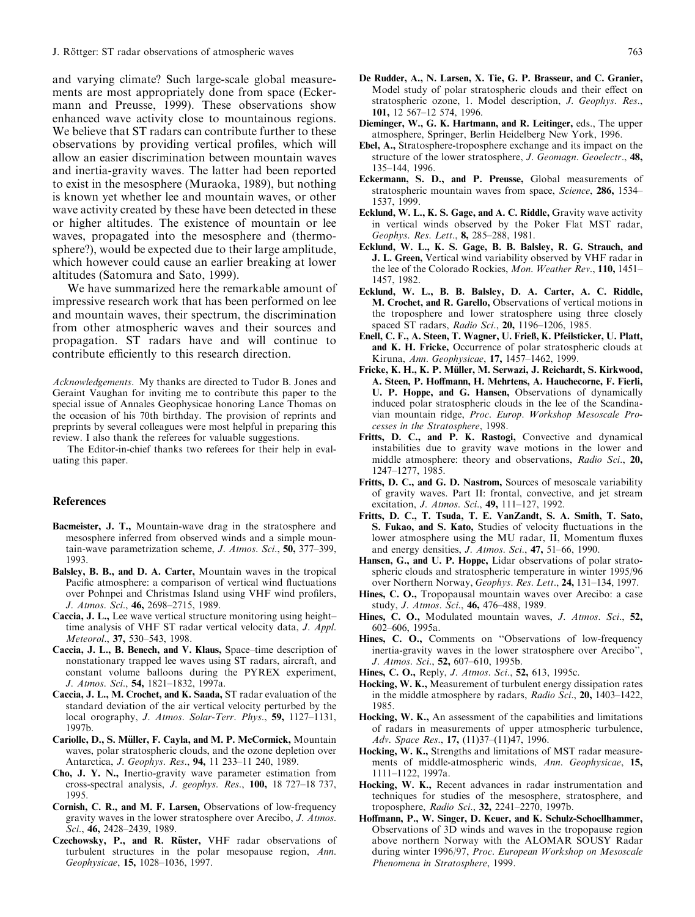and varying climate? Such large-scale global measurements are most appropriately done from space (Eckermann and Preusse, 1999). These observations show enhanced wave activity close to mountainous regions. We believe that ST radars can contribute further to these observations by providing vertical profiles, which will allow an easier discrimination between mountain waves and inertia-gravity waves. The latter had been reported to exist in the mesosphere (Muraoka, 1989), but nothing is known yet whether lee and mountain waves, or other wave activity created by these have been detected in these or higher altitudes. The existence of mountain or lee waves, propagated into the mesosphere and (thermosphere?), would be expected due to their large amplitude, which however could cause an earlier breaking at lower altitudes (Satomura and Sato, 1999).

We have summarized here the remarkable amount of impressive research work that has been performed on lee and mountain waves, their spectrum, the discrimination from other atmospheric waves and their sources and propagation. ST radars have and will continue to contribute efficiently to this research direction.

*Acknowledgements.* My thanks are directed to Tudor B. Jones and Geraint Vaughan for inviting me to contribute this paper to the special issue of Annales Geophysicae honoring Lance Thomas on the occasion of his 70th birthday. The provision of reprints and preprints by several colleagues were most helpful in preparing this review. I also thank the referees for valuable suggestions.

The Editor-in-chief thanks two referees for their help in evaluating this paper.

## References

**Bacmeister, J. T.,** Mountain-wave drag in the stratosphere and mesosphere inferred from observed winds and a simple mountain-wave parametrization scheme, *J. Atmos. Sci*., **50,** 377–399, 1993.

**Balsley, B. B., and D. A. Carter,** Mountain waves in the tropical Pacific atmosphere: a comparison of vertical wind fluctuations over Pohnpei and Christmas Island using VHF wind profilers, *J. Atmos. Sci*., **46,** 2698–2715, 1989.

**Caccia, J. L.,** Lee wave vertical structure monitoring using height–time analysis of VHF ST radar vertical velocity data, *J. Appl. Meteorol*., **37,** 530–543, 1998.

**Caccia, J. L., B. Benech, and V. Klaus,** Space–time description of nonstationary trapped lee waves using ST radars, aircraft, and constant volume balloons during the PYREX experiment, *J. Atmos. Sci*., **54,** 1821–1832, 1997a.

**Caccia, J. L., M. Crochet, and K. Saada,** ST radar evaluation of the standard deviation of the air vertical velocity perturbed by the local orography, *J. Atmos. Solar-Terr. Phys*., **59,** 1127–1131, 1997b.

**Cariolle, D., S. Müller, F. Cayla, and M. P. McCormick,** Mountain waves, polar stratospheric clouds, and the ozone depletion over Antarctica, *J. Geophys. Res*., **94,** 11 233–11 240, 1989.

**Cho, J. Y. N.,** Inertio-gravity wave parameter estimation from cross-spectral analysis, *J. geophys. Res*., **100,** 18 727–18 737, 1995.

**Cornish, C. R., and M. F. Larsen,** Observations of low-frequency gravity waves in the lower stratosphere over Arecibo, *J. Atmos. Sci*., **46,** 2428–2439, 1989.

**Czechowsky, P., and R. Rüster,** VHF radar observations of turbulent structures in the polar mesopause region, *Ann. Geophysicae*, **15,** 1028–1036, 1997.

**De Rudder, A., N. Larsen, X. Tie, G. P. Brasseur, and C. Granier,** Model study of polar stratospheric clouds and their effect on stratospheric ozone, 1. Model description, *J. Geophys. Res*., **101,** 12 567–12 574, 1996.

**Dieminger, W., G. K. Hartmann, and R. Leitinger,** eds., The upper atmosphere, Springer, Berlin Heidelberg New York, 1996.

**Ebel, A.,** Stratosphere-troposphere exchange and its impact on the structure of the lower stratosphere, *J. Geomagn. Geoelectr*., **48,** 135–144, 1996.

**Eckermann, S. D., and P. Preusse,** Global measurements of stratospheric mountain waves from space, *Science*, **286,** 1534–1537, 1999.

**Ecklund, W. L., K. S. Gage, and A. C. Riddle,** Gravity wave activity in vertical winds observed by the Poker Flat MST radar, *Geophys. Res. Lett*., **8,** 285–288, 1981.

**Ecklund, W. L., K. S. Gage, B. B. Balsley, R. G. Strauch, and J. L. Green,** Vertical wind variability observed by VHF radar in the lee of the Colorado Rockies, *Mon. Weather Rev*., **110,** 1451–1457, 1982.

**Ecklund, W. L., B. B. Balsley, D. A. Carter, A. C. Riddle, M. Crochet, and R. Garello,** Observations of vertical motions in the troposphere and lower stratosphere using three closely spaced ST radars, *Radio Sci*., **20,** 1196–1206, 1985.

**Enell, C. F., A. Steen, T. Wagner, U. Frieß, K. Pfeilsticker, U. Platt, and K. H. Fricke,** Occurrence of polar stratospheric clouds at Kiruna, *Ann. Geophysicae*, **17,** 1457–1462, 1999.

**Fricke, K. H., K. P. Müller, M. Serwazi, J. Reichardt, S. Kirkwood, A. Steen, P. Hoffmann, H. Mehrtens, A. Hauchecorne, F. Fierli, U. P. Hoppe, and G. Hansen,** Observations of dynamically induced polar stratospheric clouds in the lee of the Scandinavian mountain ridge, *Proc. Europ. Workshop Mesoscale Processes in the Stratosphere*, 1998.

**Fritts, D. C., and P. K. Rastogi,** Convective and dynamical instabilities due to gravity wave motions in the lower and middle atmosphere: theory and observations, *Radio Sci*., **20,** 1247–1277, 1985.

**Fritts, D. C., and G. D. Nastrom,** Sources of mesoscale variability of gravity waves. Part II: frontal, convective, and jet stream excitation, *J. Atmos. Sci*., **49,** 111–127, 1992.

**Fritts, D. C., T. Tsuda, T. E. VanZandt, S. A. Smith, T. Sato, S. Fukao, and S. Kato,** Studies of velocity fluctuations in the lower atmosphere using the MU radar, II, Momentum fluxes and energy densities, *J. Atmos. Sci*., **47,** 51–66, 1990.

**Hansen, G., and U. P. Hoppe,** Lidar observations of polar stratospheric clouds and stratospheric temperature in winter 1995/96 over Northern Norway, *Geophys. Res. Lett*., **24,** 131–134, 1997.

**Hines, C. O.,** Tropopausal mountain waves over Arecibo: a case study, *J. Atmos. Sci*., **46,** 476–488, 1989.

**Hines, C. O.,** Modulated mountain waves, *J. Atmos. Sci*., **52,** 602–606, 1995a.

**Hines, C. O.,** Comments on "Observations of low-frequency inertia-gravity waves in the lower stratosphere over Arecibo", *J. Atmos. Sci*., **52,** 607–610, 1995b.

**Hines, C. O.,** Reply, *J. Atmos. Sci*., **52,** 613, 1995c.

**Hocking, W. K.,** Measurement of turbulent energy dissipation rates in the middle atmosphere by radars, *Radio Sci*., **20,** 1403–1422, 1985.

**Hocking, W. K.,** An assessment of the capabilities and limitations of radars in measurements of upper atmospheric turbulence, *Adv. Space Res*., **17,** (11)37–(11)47, 1996.

**Hocking, W. K.,** Strengths and limitations of MST radar measurements of middle-atmospheric winds, *Ann. Geophysicae*, **15,** 1111–1122, 1997a.

**Hocking, W. K.,** Recent advances in radar instrumentation and techniques for studies of the mesosphere, stratosphere, and troposphere, *Radio Sci*., **32,** 2241–2270, 1997b.

**Hoffmann, P., W. Singer, D. Keuer, and K. Schulz-Schoellhammer,** Observations of 3D winds and waves in the tropopause region above northern Norway with the ALOMAR SOUSY Radar during winter 1996/97, *Proc. European Workshop on Mesoscale Phenomena in Stratosphere*, 1999.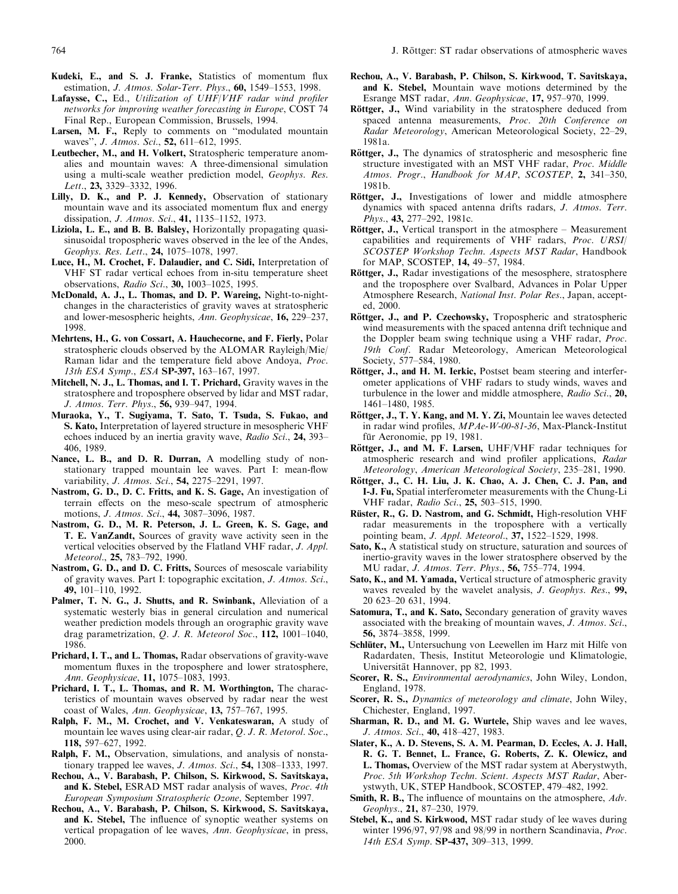**Kudeki, E., and S. J. Franke,** Statistics of momentum flux estimation, *J. Atmos. Solar-Terr. Phys*., **60,** 1549–1553, 1998.

**Lafaysse, C.,** Ed., *Utilization of UHF/VHF radar wind profiler networks for improving weather forecasting in Europe*, COST 74 Final Rep., European Commission, Brussels, 1994.

**Larsen, M. F.,** Reply to comments on "modulated mountain waves", *J. Atmos. Sci*., **52,** 611–612, 1995.

**Leutbecher, M., and H. Volkert,** Stratospheric temperature anomalies and mountain waves: A three-dimensional simulation using a multi-scale weather prediction model, *Geophys. Res. Lett*., **23,** 3329–3332, 1996.

**Lilly, D. K., and P. J. Kennedy,** Observation of stationary mountain wave and its associated momentum flux and energy dissipation, *J. Atmos. Sci*., **41,** 1135–1152, 1973.

**Liziola, L. E., and B. B. Balsley,** Horizontally propagating quasi-sinusoidal tropospheric waves observed in the lee of the Andes, *Geophys. Res. Lett*., **24,** 1075–1078, 1997.

**Luce, H., M. Crochet, F. Dalaudier, and C. Sidi,** Interpretation of VHF ST radar vertical echoes from in-situ temperature sheet observations, *Radio Sci*., **30,** 1003–1025, 1995.

**McDonald, A. J., L. Thomas, and D. P. Wareing,** Night-to-night-changes in the characteristics of gravity waves at stratospheric and lower-mesospheric heights, *Ann. Geophysicae*, **16,** 229–237, 1998.

**Mehrtens, H., G. von Cossart, A. Hauchecorne, and F. Fierly,** Polar stratospheric clouds observed by the ALOMAR Rayleigh/Mie/Raman lidar and the temperature field above Andoya, *Proc. 13th ESA Symp*., *ESA* **SP-397,** 163–167, 1997.

**Mitchell, N. J., L. Thomas, and I. T. Prichard,** Gravity waves in the stratosphere and troposphere observed by lidar and MST radar, *J. Atmos. Terr. Phys*., **56,** 939–947, 1994.

**Muraoka, Y., T. Sugiyama, T. Sato, T. Tsuda, S. Fukao, and S. Kato,** Interpretation of layered structure in mesospheric VHF echoes induced by an inertia gravity wave, *Radio Sci*., **24,** 393–406, 1989.

**Nance, L. B., and D. R. Durran,** A modelling study of nonstationary trapped mountain lee waves. Part I: mean-flow variability, *J. Atmos. Sci*., **54,** 2275–2291, 1997.

**Nastrom, G. D., D. C. Fritts, and K. S. Gage,** An investigation of terrain effects on the meso-scale spectrum of atmospheric motions, *J. Atmos. Sci*., **44,** 3087–3096, 1987.

**Nastrom, G. D., M. R. Peterson, J. L. Green, K. S. Gage, and T. E. VanZandt,** Sources of gravity wave activity seen in the vertical velocities observed by the Flatland VHF radar, *J. Appl. Meteorol*., **25,** 783–792, 1990.

**Nastrom, G. D., and D. C. Fritts,** Sources of mesoscale variability of gravity waves. Part I: topographic excitation, *J. Atmos. Sci*., **49,** 101–110, 1992.

**Palmer, T. N. G., J. Shutts, and R. Swinbank,** Alleviation of a systematic westerly bias in general circulation and numerical weather prediction models through an orographic gravity wave drag parametrization, *Q. J. R. Meteorol Soc*., **112,** 1001–1040, 1986.

**Prichard, I. T., and L. Thomas,** Radar observations of gravity-wave momentum fluxes in the troposphere and lower stratosphere, *Ann. Geophysicae*, **11,** 1075–1083, 1993.

**Prichard, I. T., L. Thomas, and R. M. Worthington,** The characteristics of mountain waves observed by radar near the west coast of Wales, *Ann. Geophysicae*, **13,** 757–767, 1995.

**Ralph, F. M., M. Crochet, and V. Venkateswaran,** A study of mountain lee waves using clear-air radar, *Q. J. R. Metorol. Soc*., **118,** 597–627, 1992.

**Ralph, F. M.,** Observation, simulations, and analysis of nonstationary trapped lee waves, *J. Atmos. Sci*., **54,** 1308–1333, 1997.

**Rechou, A., V. Barabash, P. Chilson, S. Kirkwood, S. Savitskaya, and K. Stebel,** ESRAD MST radar analysis of waves, *Proc. 4th European Symposium Stratospheric Ozone*, September 1997.

**Rechou, A., V. Barabash, P. Chilson, S. Kirkwood, S. Savitskaya, and K. Stebel,** The influence of synoptic weather systems on vertical propagation of lee waves, *Ann. Geophysicae*, in press, 2000.

**Rechou, A., V. Barabash, P. Chilson, S. Kirkwood, T. Savitskaya, and K. Stebel,** Mountain wave motions determined by the Esrange MST radar, *Ann. Geophysicae*, **17,** 957–970, 1999.

**Röttger, J.,** Wind variability in the stratosphere deduced from spaced antenna measurements, *Proc. 20th Conference on Radar Meteorology*, American Meteorological Society, 22–29, 1981a.

**Röttger, J.,** The dynamics of stratospheric and mesospheric fine structure investigated with an MST VHF radar, *Proc. Middle Atmos. Progr*., *Handbook for MAP*, *SCOSTEP*, **2,** 341–350, 1981b.

**Röttger, J.,** Investigations of lower and middle atmosphere dynamics with spaced antenna drifts radars, *J. Atmos. Terr. Phys*., **43,** 277–292, 1981c.

**Röttger, J.,** Vertical transport in the atmosphere – Measurement capabilities and requirements of VHF radars, *Proc. URSI/SCOSTEP Workshop Techn. Aspects MST Radar*, Handbook for MAP, SCOSTEP, **14,** 49–57, 1984.

**Röttger, J.,** Radar investigations of the mesosphere, stratosphere and the troposphere over Svalbard, Advances in Polar Upper Atmosphere Research, *National Inst. Polar Res*., Japan, accepted, 2000.

**Röttger, J., and P. Czechowsky,** Tropospheric and stratospheric wind measurements with the spaced antenna drift technique and the Doppler beam swing technique using a VHF radar, *Proc. 19th Conf*. Radar Meteorology, American Meteorological Society, 577–584, 1980.

**Röttger, J., and H. M. Ierkic,** Postset beam steering and interferometer applications of VHF radars to study winds, waves and turbulence in the lower and middle atmosphere, *Radio Sci*., **20,** 1461–1480, 1985.

**Röttger, J., T. Y. Kang, and M. Y. Zi,** Mountain lee waves detected in radar wind profiles, *MPAe-W-00-81-36*, Max-Planck-Institut für Aeronomie, pp 19, 1981.

**Röttger, J., and M. F. Larsen,** UHF/VHF radar techniques for atmospheric research and wind profiler applications, *Radar Meteorology*, *American Meteorological Society*, 235–281, 1990.

**Röttger, J., C. H. Liu, J. K. Chao, A. J. Chen, C. J. Pan, and I-J. Fu,** Spatial interferometer measurements with the Chung-Li VHF radar, *Radio Sci*., **25,** 503–515, 1990.

**Rüster, R., G. D. Nastrom, and G. Schmidt,** High-resolution VHF radar measurements in the troposphere with a vertically pointing beam, *J. Appl. Meteorol*., **37,** 1522–1529, 1998.

**Sato, K.,** A statistical study on structure, saturation and sources of inertio-gravity waves in the lower stratosphere observed by the MU radar, *J. Atmos. Terr. Phys*., **56,** 755–774, 1994.

**Sato, K., and M. Yamada,** Vertical structure of atmospheric gravity waves revealed by the wavelet analysis, *J. Geophys. Res*., **99,** 20 623–20 631, 1994.

**Satomura, T., and K. Sato,** Secondary generation of gravity waves associated with the breaking of mountain waves, *J. Atmos. Sci*., **56,** 3874–3858, 1999.

**Schlüter, M.,** Untersuchung von Leewellen im Harz mit Hilfe von Radardaten, Thesis, Institut Meteorologie und Klimatologie, Universität Hannover, pp 82, 1993.

**Scorer, R. S.,** *Environmental aerodynamics*, John Wiley, London, England, 1978.

**Scorer, R. S.,** *Dynamics of meteorology and climate*, John Wiley, Chichester, England, 1997.

**Sharman, R. D., and M. G. Wurtele,** Ship waves and lee waves, *J. Atmos. Sci*., **40,** 418–427, 1983.

**Slater, K., A. D. Stevens, S. A. M. Pearman, D. Eccles, A. J. Hall, R. G. T. Bennet, L. France, G. Roberts, Z. K. Olewicz, and L. Thomas,** Overview of the MST radar system at Aberystwyth, *Proc. 5th Workshop Techn. Scient. Aspects MST Radar*, Aberystwyth, UK, STEP Handbook, SCOSTEP, 479–482, 1992.

**Smith, R. B.,** The influence of mountains on the atmosphere, *Adv. Geophys*., **21,** 87–230, 1979.

**Stebel, K., and S. Kirkwood,** MST radar study of lee waves during winter 1996/97, 97/98 and 98/99 in northern Scandinavia, *Proc. 14th ESA Symp*. **SP-437,** 309–313, 1999.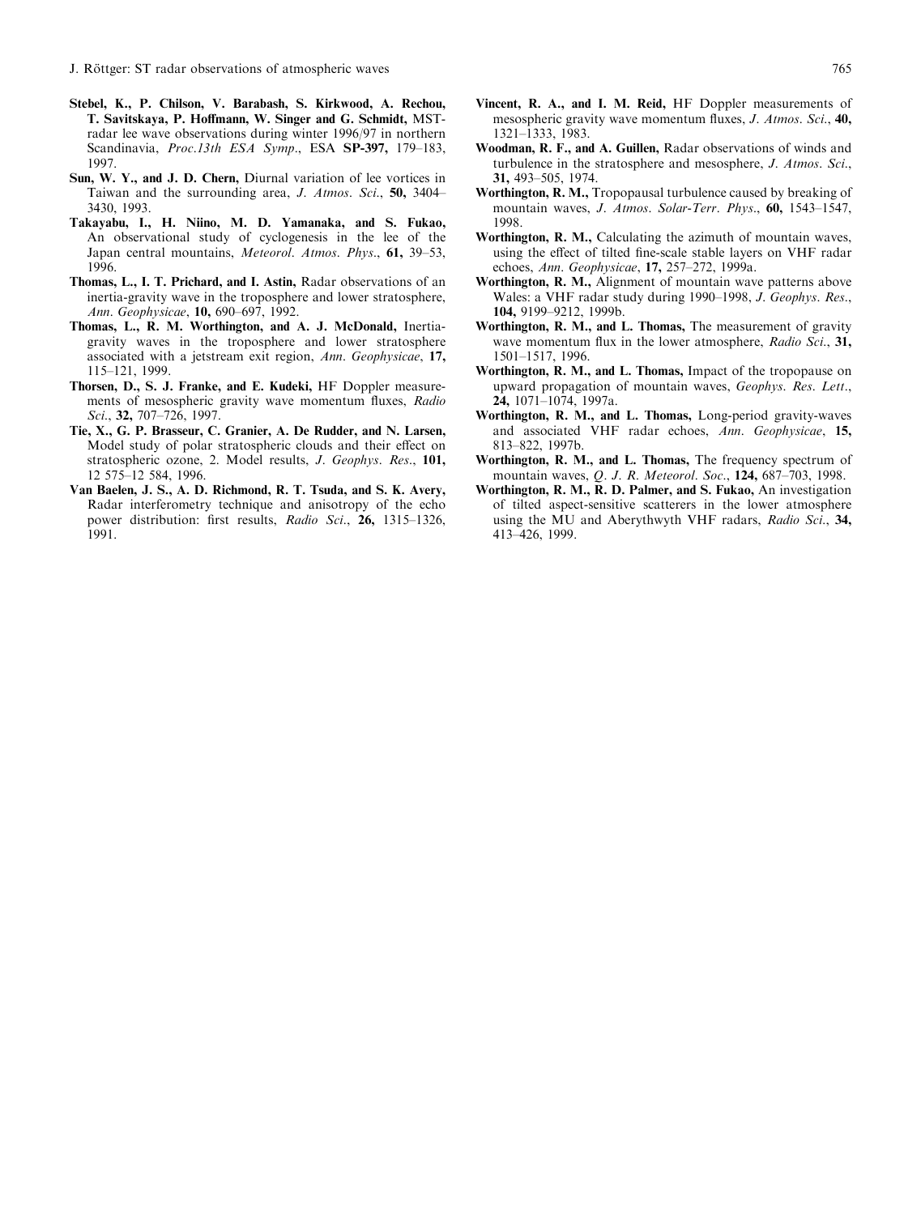**Stebel, K., P. Chilson, V. Barabash, S. Kirkwood, A. Rechou, T. Savitskaya, P. Hoffmann, W. Singer and G. Schmidt,** MST-radar lee wave observations during winter 1996/97 in northern Scandinavia, *Proc.13th ESA Symp*., ESA **SP-397,** 179–183, 1997.

**Sun, W. Y., and J. D. Chern,** Diurnal variation of lee vortices in Taiwan and the surrounding area, *J. Atmos. Sci*., **50,** 3404–3430, 1993.

**Takayabu, I., H. Niino, M. D. Yamanaka, and S. Fukao,** An observational study of cyclogenesis in the lee of the Japan central mountains, *Meteorol. Atmos. Phys*., **61,** 39–53, 1996.

**Thomas, L., I. T. Prichard, and I. Astin,** Radar observations of an inertia-gravity wave in the troposphere and lower stratosphere, *Ann. Geophysicae*, **10,** 690–697, 1992.

**Thomas, L., R. M. Worthington, and A. J. McDonald,** Inertia-gravity waves in the troposphere and lower stratosphere associated with a jetstream exit region, *Ann. Geophysicae*, **17,** 115–121, 1999.

**Thorsen, D., S. J. Franke, and E. Kudeki,** HF Doppler measurements of mesospheric gravity wave momentum fluxes, *Radio Sci*., **32,** 707–726, 1997.

**Tie, X., G. P. Brasseur, C. Granier, A. De Rudder, and N. Larsen,** Model study of polar stratospheric clouds and their effect on stratospheric ozone, 2. Model results, *J. Geophys. Res*., **101,** 12 575–12 584, 1996.

**Van Baelen, J. S., A. D. Richmond, R. T. Tsuda, and S. K. Avery,** Radar interferometry technique and anisotropy of the echo power distribution: first results, *Radio Sci*., **26,** 1315–1326, 1991.

**Vincent, R. A., and I. M. Reid,** HF Doppler measurements of mesospheric gravity wave momentum fluxes, *J. Atmos. Sci*., **40,** 1321–1333, 1983.

**Woodman, R. F., and A. Guillen,** Radar observations of winds and turbulence in the stratosphere and mesosphere, *J. Atmos. Sci*., **31,** 493–505, 1974.

**Worthington, R. M.,** Tropopausal turbulence caused by breaking of mountain waves, *J. Atmos. Solar-Terr. Phys*., **60,** 1543–1547, 1998.

**Worthington, R. M.,** Calculating the azimuth of mountain waves, using the effect of tilted fine-scale stable layers on VHF radar echoes, *Ann. Geophysicae*, **17,** 257–272, 1999a.

**Worthington, R. M.,** Alignment of mountain wave patterns above Wales: a VHF radar study during 1990–1998, *J. Geophys. Res*., **104,** 9199–9212, 1999b.

**Worthington, R. M., and L. Thomas,** The measurement of gravity wave momentum flux in the lower atmosphere, *Radio Sci*., **31,** 1501–1517, 1996.

**Worthington, R. M., and L. Thomas,** Impact of the tropopause on upward propagation of mountain waves, *Geophys. Res. Lett*., **24,** 1071–1074, 1997a.

**Worthington, R. M., and L. Thomas,** Long-period gravity-waves and associated VHF radar echoes, *Ann. Geophysicae*, **15,** 813–822, 1997b.

**Worthington, R. M., and L. Thomas,** The frequency spectrum of mountain waves, *Q. J. R. Meteorol. Soc*., **124,** 687–703, 1998.

**Worthington, R. M., R. D. Palmer, and S. Fukao,** An investigation of tilted aspect-sensitive scatterers in the lower atmosphere using the MU and Aberythwyth VHF radars, *Radio Sci*., **34,** 413–426, 1999.